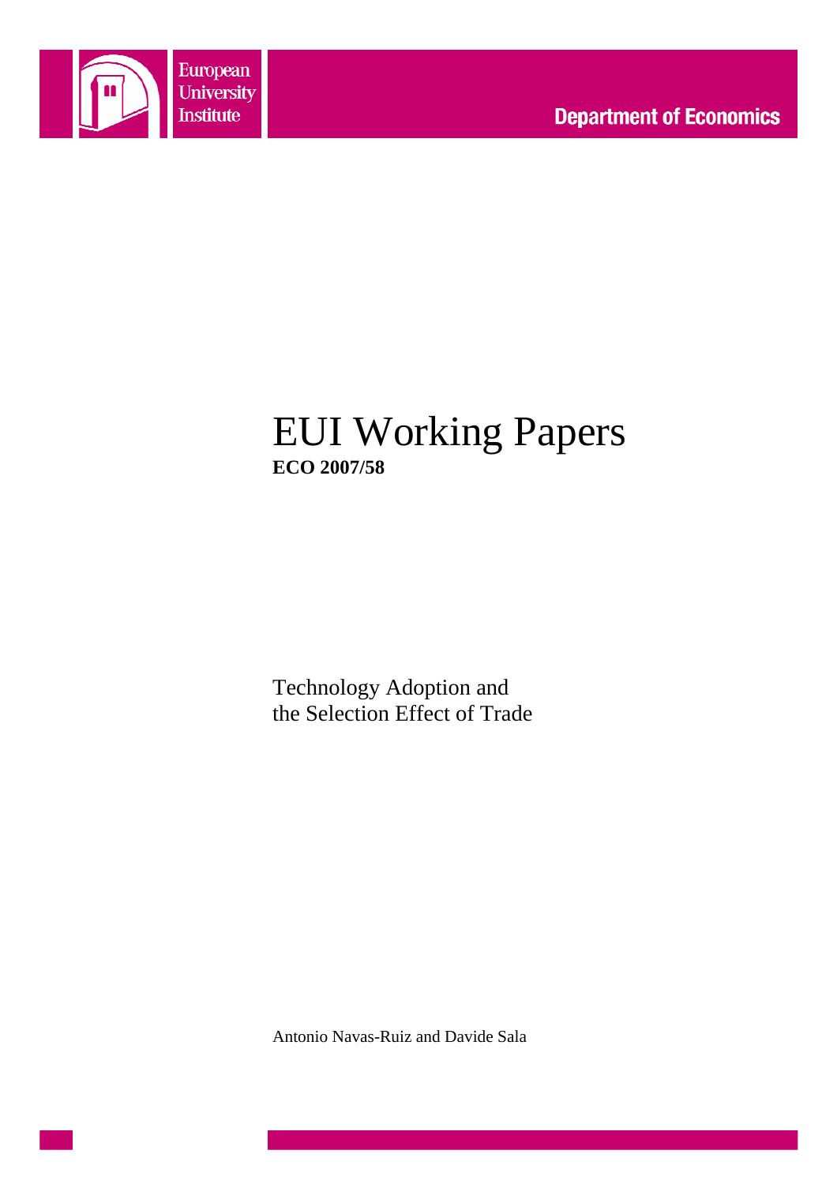European University Institute

**Department of Economics**

# EUI Working Papers

**ECO 2007/58**

Technology Adoption and the Selection Effect of Trade

Antonio Navas-Ruiz and Davide Sala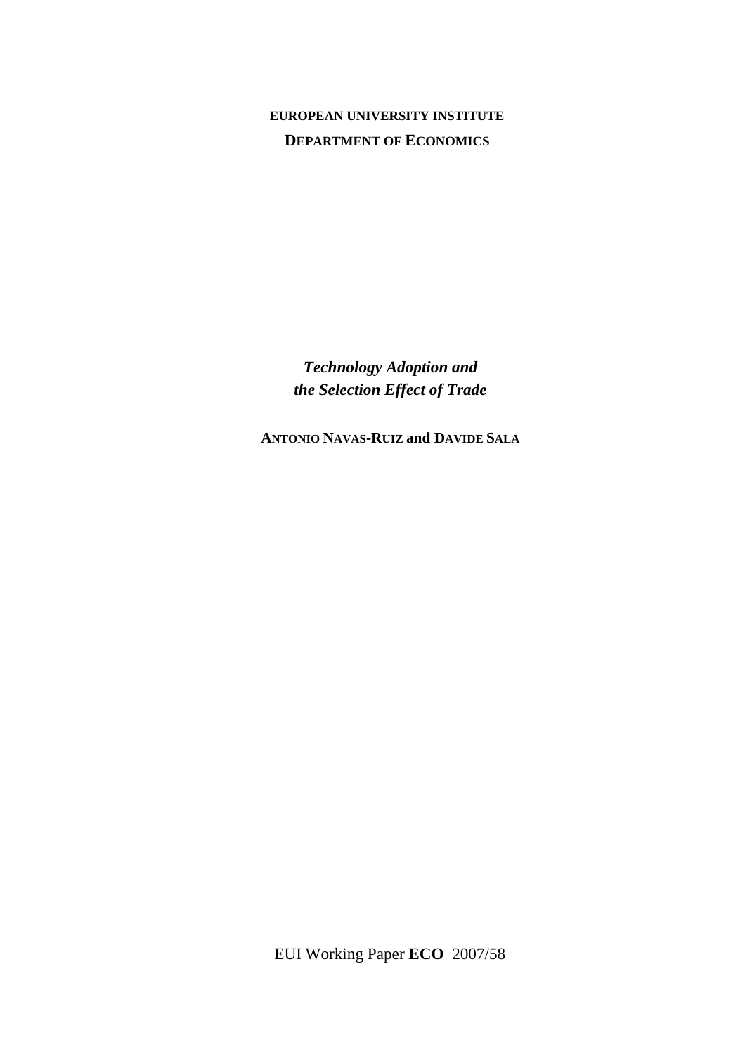**EUROPEAN UNIVERSITY INSTITUTE**

**DEPARTMENT OF ECONOMICS**

***Technology Adoption and the Selection Effect of Trade***

**ANTONIO NAVAS-RUIZ and DAVIDE SALA**

EUI Working Paper **ECO** 2007/58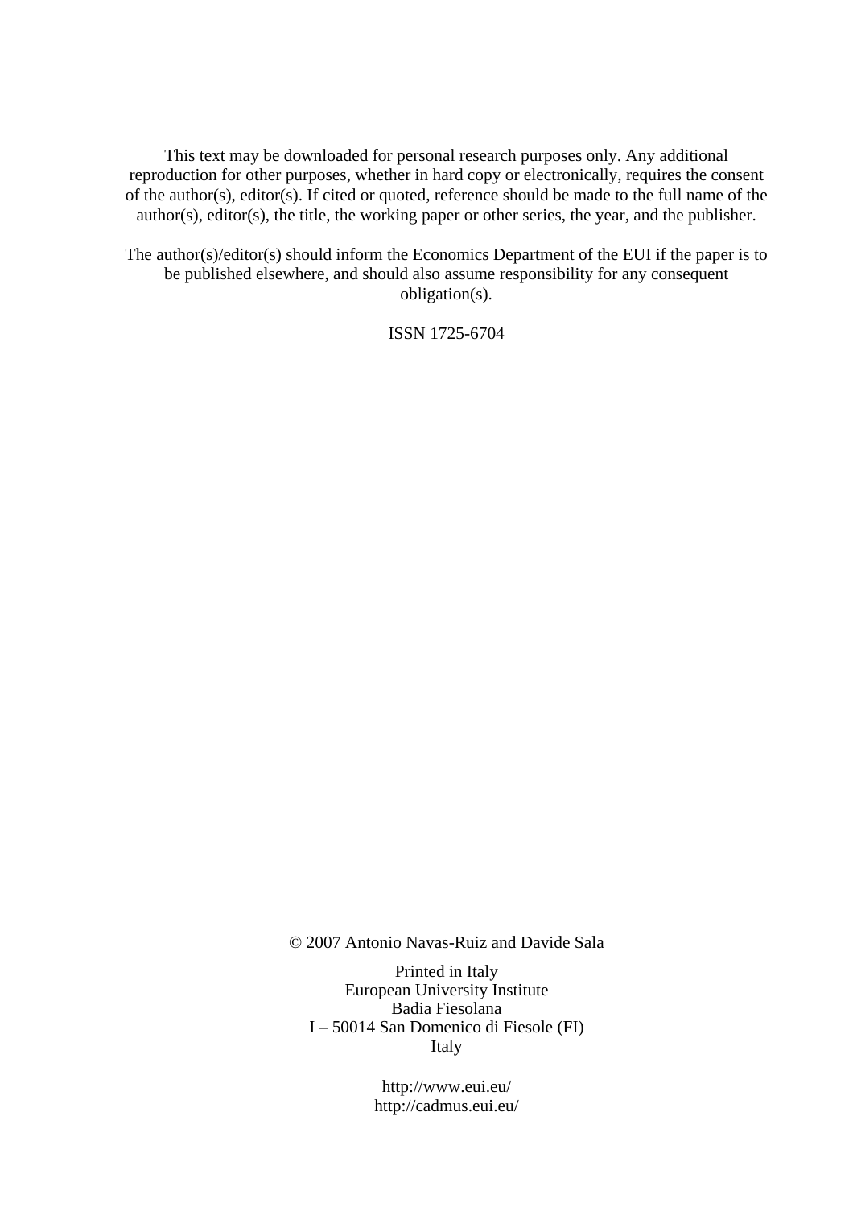This text may be downloaded for personal research purposes only. Any additional reproduction for other purposes, whether in hard copy or electronically, requires the consent of the author(s), editor(s). If cited or quoted, reference should be made to the full name of the author(s), editor(s), the title, the working paper or other series, the year, and the publisher.

The author(s)/editor(s) should inform the Economics Department of the EUI if the paper is to be published elsewhere, and should also assume responsibility for any consequent obligation(s).

ISSN 1725-6704

© 2007 Antonio Navas-Ruiz and Davide Sala

Printed in Italy
European University Institute
Badia Fiesolana
I – 50014 San Domenico di Fiesole (FI)
Italy

http://www.eui.eu/
http://cadmus.eui.eu/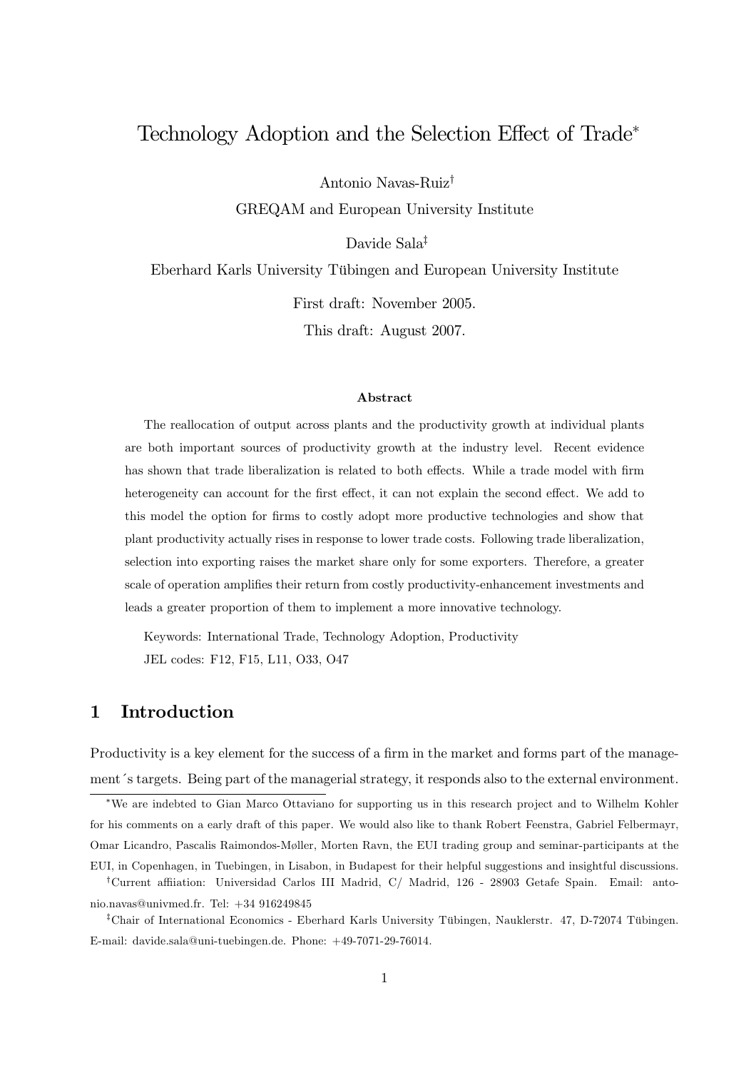# Technology Adoption and the Selection Effect of Trade*

Antonio Navas-Ruiz[†]

GREQAM and European University Institute

Davide Sala[‡]

Eberhard Karls University Tübingen and European University Institute

First draft: November 2005.

This draft: August 2007.

### Abstract

The reallocation of output across plants and the productivity growth at individual plants are both important sources of productivity growth at the industry level. Recent evidence has shown that trade liberalization is related to both effects. While a trade model with firm heterogeneity can account for the first effect, it can not explain the second effect. We add to this model the option for firms to costly adopt more productive technologies and show that plant productivity actually rises in response to lower trade costs. Following trade liberalization, selection into exporting raises the market share only for some exporters. Therefore, a greater scale of operation amplifies their return from costly productivity-enhancement investments and leads a greater proportion of them to implement a more innovative technology.

Keywords: International Trade, Technology Adoption, Productivity

JEL codes: F12, F15, L11, O33, O47

## 1 Introduction

Productivity is a key element for the success of a firm in the market and forms part of the management´s targets. Being part of the managerial strategy, it responds also to the external environment.

---

*We are indebted to Gian Marco Ottaviano for supporting us in this research project and to Wilhelm Kohler for his comments on a early draft of this paper. We would also like to thank Robert Feenstra, Gabriel Felbermayr, Omar Licandro, Pascalis Raimondos-Møller, Morten Ravn, the EUI trading group and seminar-participants at the EUI, in Copenhagen, in Tuebingen, in Lisabon, in Budapest for their helpful suggestions and insightful discussions.

†Current affiiation: Universidad Carlos III Madrid, C/ Madrid, 126 - 28903 Getafe Spain. Email: antonio.navas@univmed.fr. Tel: +34 916249845

‡Chair of International Economics - Eberhard Karls University Tübingen, Nauklerstr. 47, D-72074 Tübingen. E-mail: davide.sala@uni-tuebingen.de. Phone: +49-7071-29-76014.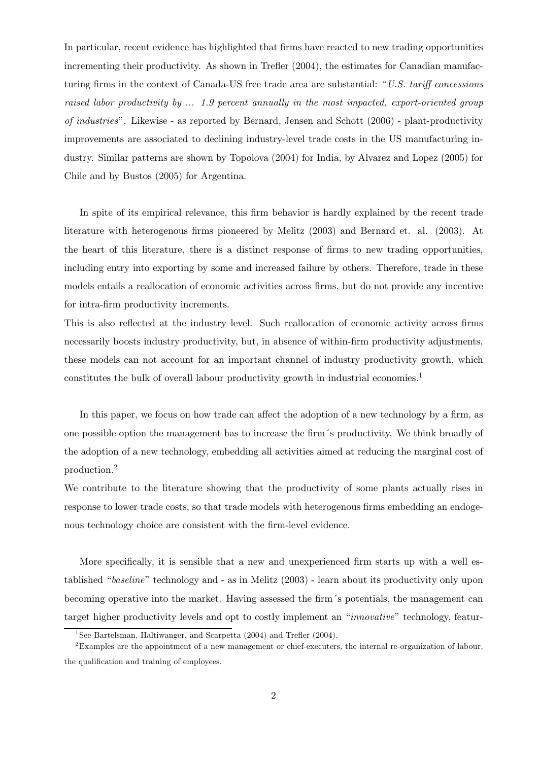In particular, recent evidence has highlighted that firms have reacted to new trading opportunities incrementing their productivity. As shown in Trefler (2004), the estimates for Canadian manufacturing firms in the context of Canada-US free trade area are substantial: "*U.S. tariff concessions raised labor productivity by ... 1.9 percent annually in the most impacted, export-oriented group of industries*". Likewise - as reported by Bernard, Jensen and Schott (2006) - plant-productivity improvements are associated to declining industry-level trade costs in the US manufacturing industry. Similar patterns are shown by Topolova (2004) for India, by Alvarez and Lopez (2005) for Chile and by Bustos (2005) for Argentina.

In spite of its empirical relevance, this firm behavior is hardly explained by the recent trade literature with heterogenous firms pioneered by Melitz (2003) and Bernard et. al. (2003). At the heart of this literature, there is a distinct response of firms to new trading opportunities, including entry into exporting by some and increased failure by others. Therefore, trade in these models entails a reallocation of economic activities across firms, but do not provide any incentive for intra-firm productivity increments.

This is also reflected at the industry level. Such reallocation of economic activity across firms necessarily boosts industry productivity, but, in absence of within-firm productivity adjustments, these models can not account for an important channel of industry productivity growth, which constitutes the bulk of overall labour productivity growth in industrial economies.[1]

In this paper, we focus on how trade can affect the adoption of a new technology by a firm, as one possible option the management has to increase the firm´s productivity. We think broadly of the adoption of a new technology, embedding all activities aimed at reducing the marginal cost of production.[2]

We contribute to the literature showing that the productivity of some plants actually rises in response to lower trade costs, so that trade models with heterogenous firms embedding an endogenous technology choice are consistent with the firm-level evidence.

More specifically, it is sensible that a new and unexperienced firm starts up with a well established "*baseline*" technology and - as in Melitz (2003) - learn about its productivity only upon becoming operative into the market. Having assessed the firm´s potentials, the management can target higher productivity levels and opt to costly implement an "*innovative*" technology, featur-

[1] See Bartelsman, Haltiwanger, and Scarpetta (2004) and Trefler (2004).

[2] Examples are the appointment of a new management or chief-executers, the internal re-organization of labour, the qualification and training of employees.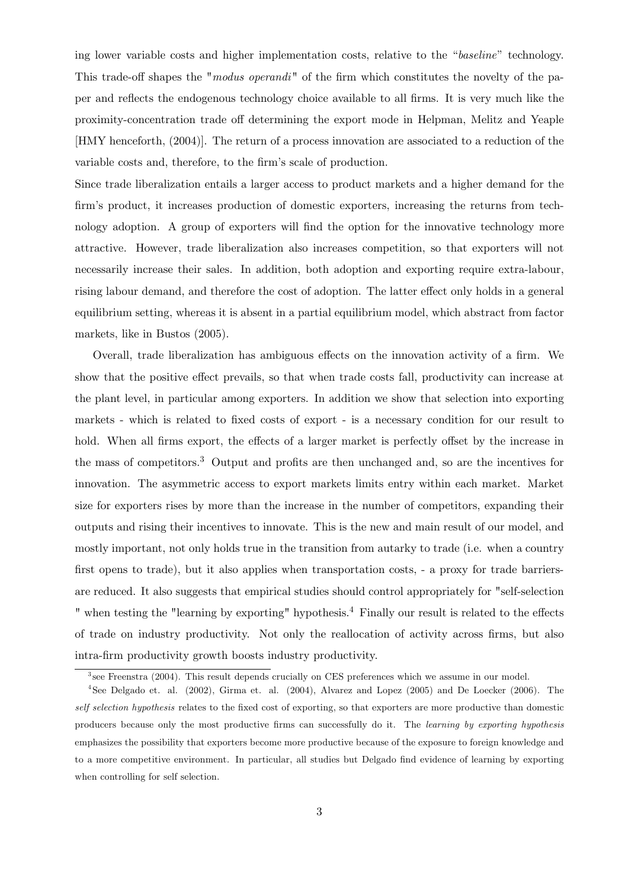ing lower variable costs and higher implementation costs, relative to the "*baseline*" technology. This trade-off shapes the "*modus operandi*" of the firm which constitutes the novelty of the paper and reflects the endogenous technology choice available to all firms. It is very much like the proximity-concentration trade off determining the export mode in Helpman, Melitz and Yeaple [HMY henceforth, (2004)]. The return of a process innovation are associated to a reduction of the variable costs and, therefore, to the firm's scale of production.

Since trade liberalization entails a larger access to product markets and a higher demand for the firm's product, it increases production of domestic exporters, increasing the returns from technology adoption. A group of exporters will find the option for the innovative technology more attractive. However, trade liberalization also increases competition, so that exporters will not necessarily increase their sales. In addition, both adoption and exporting require extra-labour, rising labour demand, and therefore the cost of adoption. The latter effect only holds in a general equilibrium setting, whereas it is absent in a partial equilibrium model, which abstract from factor markets, like in Bustos (2005).

Overall, trade liberalization has ambiguous effects on the innovation activity of a firm. We show that the positive effect prevails, so that when trade costs fall, productivity can increase at the plant level, in particular among exporters. In addition we show that selection into exporting markets - which is related to fixed costs of export - is a necessary condition for our result to hold. When all firms export, the effects of a larger market is perfectly offset by the increase in the mass of competitors.[3] Output and profits are then unchanged and, so are the incentives for innovation. The asymmetric access to export markets limits entry within each market. Market size for exporters rises by more than the increase in the number of competitors, expanding their outputs and rising their incentives to innovate. This is the new and main result of our model, and mostly important, not only holds true in the transition from autarky to trade (i.e. when a country first opens to trade), but it also applies when transportation costs, - a proxy for trade barriers- are reduced. It also suggests that empirical studies should control appropriately for "self-selection " when testing the "learning by exporting" hypothesis.[4] Finally our result is related to the effects of trade on industry productivity. Not only the reallocation of activity across firms, but also intra-firm productivity growth boosts industry productivity.

---

[3] see Freenstra (2004). This result depends crucially on CES preferences which we assume in our model.

[4] See Delgado et. al. (2002), Girma et. al. (2004), Alvarez and Lopez (2005) and De Loecker (2006). The *self selection hypothesis* relates to the fixed cost of exporting, so that exporters are more productive than domestic producers because only the most productive firms can successfully do it. The *learning by exporting hypothesis* emphasizes the possibility that exporters become more productive because of the exposure to foreign knowledge and to a more competitive environment. In particular, all studies but Delgado find evidence of learning by exporting when controlling for self selection.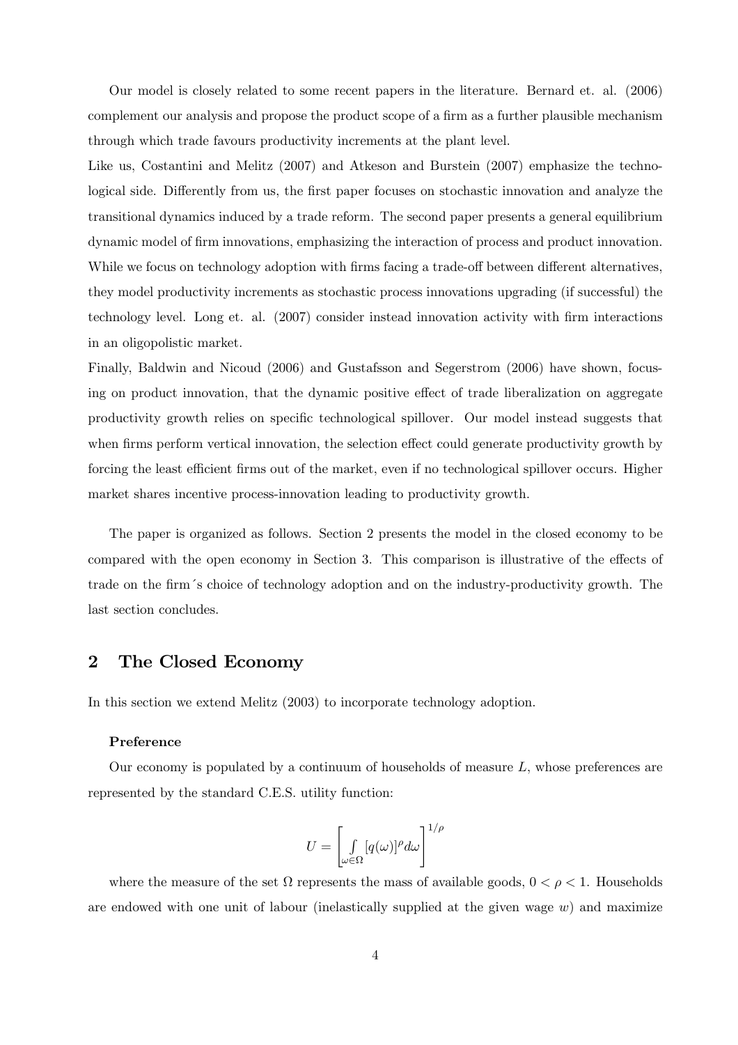Our model is closely related to some recent papers in the literature. Bernard et. al. (2006) complement our analysis and propose the product scope of a firm as a further plausible mechanism through which trade favours productivity increments at the plant level.

Like us, Costantini and Melitz (2007) and Atkeson and Burstein (2007) emphasize the technological side. Differently from us, the first paper focuses on stochastic innovation and analyze the transitional dynamics induced by a trade reform. The second paper presents a general equilibrium dynamic model of firm innovations, emphasizing the interaction of process and product innovation. While we focus on technology adoption with firms facing a trade-off between different alternatives, they model productivity increments as stochastic process innovations upgrading (if successful) the technology level. Long et. al. (2007) consider instead innovation activity with firm interactions in an oligopolistic market.

Finally, Baldwin and Nicoud (2006) and Gustafsson and Segerstrom (2006) have shown, focusing on product innovation, that the dynamic positive effect of trade liberalization on aggregate productivity growth relies on specific technological spillover. Our model instead suggests that when firms perform vertical innovation, the selection effect could generate productivity growth by forcing the least efficient firms out of the market, even if no technological spillover occurs. Higher market shares incentive process-innovation leading to productivity growth.

The paper is organized as follows. Section 2 presents the model in the closed economy to be compared with the open economy in Section 3. This comparison is illustrative of the effects of trade on the firm´s choice of technology adoption and on the industry-productivity growth. The last section concludes.

## 2 The Closed Economy

In this section we extend Melitz (2003) to incorporate technology adoption.

#### Preference

Our economy is populated by a continuum of households of measure $L$, whose preferences are represented by the standard C.E.S. utility function:

$$U = \left[ \int_{\omega \in \Omega} [q(\omega)]^{\rho} d\omega \right]^{1/\rho}$$

where the measure of the set $\Omega$ represents the mass of available goods, $0 < \rho < 1$. Households are endowed with one unit of labour (inelastically supplied at the given wage $w$) and maximize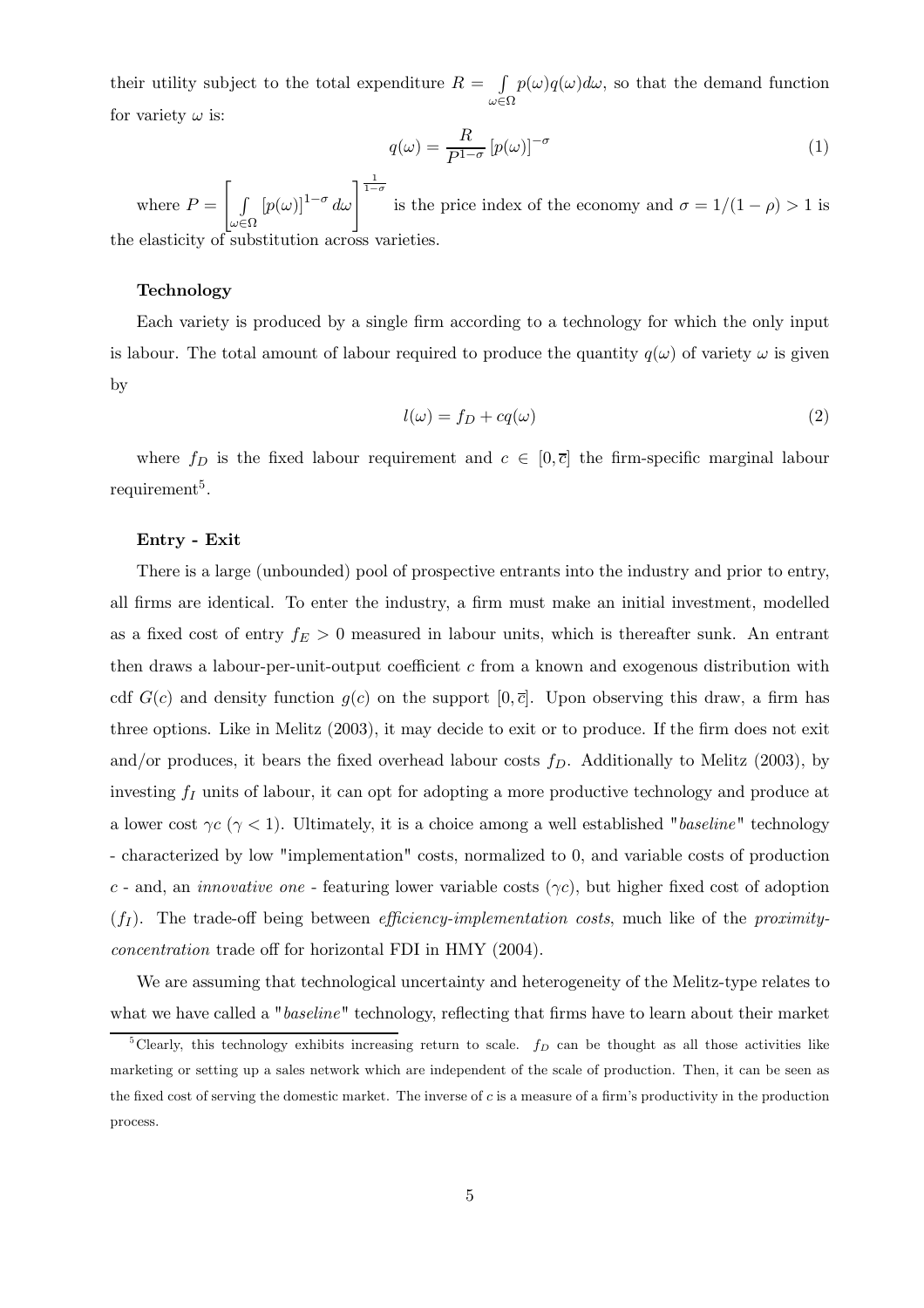their utility subject to the total expenditure $R = \int_{\omega \in \Omega} p(\omega)q(\omega)d\omega$, so that the demand function for variety $\omega$ is:

$$q(\omega) = \frac{R}{P^{1-\sigma}} [p(\omega)]^{-\sigma} \tag{1}$$

where $P = \left[ \int_{\omega \in \Omega} [p(\omega)]^{1-\sigma} d\omega \right]^{\frac{1}{1-\sigma}}$ is the price index of the economy and $\sigma = 1/(1-\rho) > 1$ is the elasticity of substitution across varieties.

**Technology**

Each variety is produced by a single firm according to a technology for which the only input is labour. The total amount of labour required to produce the quantity $q(\omega)$ of variety $\omega$ is given by

$$l(\omega) = f_D + cq(\omega) \tag{2}$$

where $f_D$ is the fixed labour requirement and $c \in [0, \overline{c}]$ the firm-specific marginal labour requirement[5].

**Entry - Exit**

There is a large (unbounded) pool of prospective entrants into the industry and prior to entry, all firms are identical. To enter the industry, a firm must make an initial investment, modelled as a fixed cost of entry $f_E > 0$ measured in labour units, which is thereafter sunk. An entrant then draws a labour-per-unit-output coefficient $c$ from a known and exogenous distribution with cdf $G(c)$ and density function $g(c)$ on the support $[0, \overline{c}]$. Upon observing this draw, a firm has three options. Like in Melitz (2003), it may decide to exit or to produce. If the firm does not exit and/or produces, it bears the fixed overhead labour costs $f_D$. Additionally to Melitz (2003), by investing $f_I$ units of labour, it can opt for adopting a more productive technology and produce at a lower cost $\gamma c$ ($\gamma < 1$). Ultimately, it is a choice among a well established "*baseline*" technology - characterized by low "implementation" costs, normalized to 0, and variable costs of production $c$ - and, an *innovative one* - featuring lower variable costs ($\gamma c$), but higher fixed cost of adoption ($f_I$). The trade-off being between *efficiency-implementation costs*, much like of the *proximity-concentration* trade off for horizontal FDI in HMY (2004).

We are assuming that technological uncertainty and heterogeneity of the Melitz-type relates to what we have called a "*baseline*" technology, reflecting that firms have to learn about their market

[5] Clearly, this technology exhibits increasing return to scale. $f_D$ can be thought as all those activities like marketing or setting up a sales network which are independent of the scale of production. Then, it can be seen as the fixed cost of serving the domestic market. The inverse of $c$ is a measure of a firm's productivity in the production process.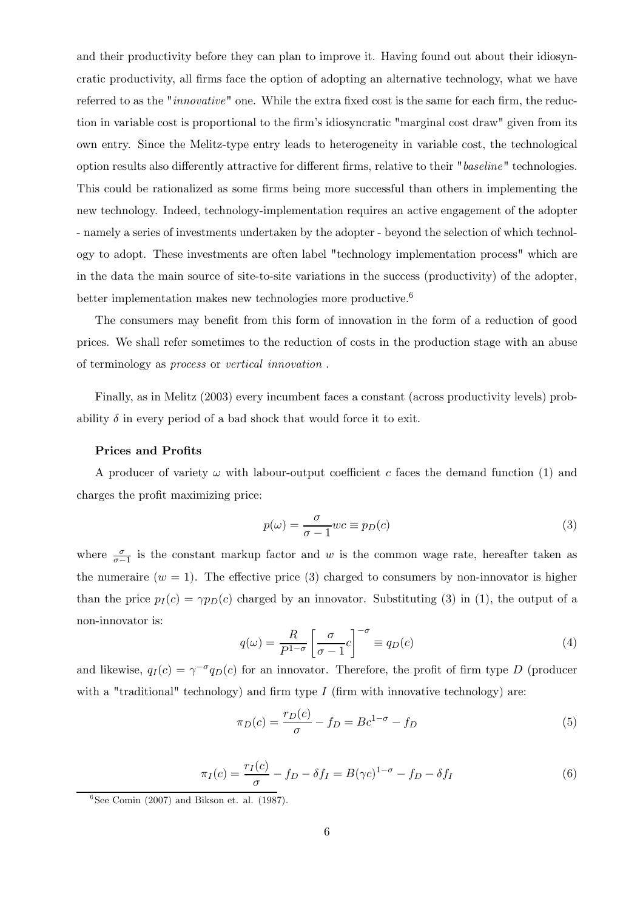and their productivity before they can plan to improve it. Having found out about their idiosyncratic productivity, all firms face the option of adopting an alternative technology, what we have referred to as the "*innovative*" one. While the extra fixed cost is the same for each firm, the reduction in variable cost is proportional to the firm's idiosyncratic "marginal cost draw" given from its own entry. Since the Melitz-type entry leads to heterogeneity in variable cost, the technological option results also differently attractive for different firms, relative to their "*baseline*" technologies. This could be rationalized as some firms being more successful than others in implementing the new technology. Indeed, technology-implementation requires an active engagement of the adopter - namely a series of investments undertaken by the adopter - beyond the selection of which technology to adopt. These investments are often label "technology implementation process" which are in the data the main source of site-to-site variations in the success (productivity) of the adopter, better implementation makes new technologies more productive.[6]

The consumers may benefit from this form of innovation in the form of a reduction of good prices. We shall refer sometimes to the reduction of costs in the production stage with an abuse of terminology as *process* or *vertical innovation* .

Finally, as in Melitz (2003) every incumbent faces a constant (across productivity levels) probability $\delta$ in every period of a bad shock that would force it to exit.

**Prices and Profits**

A producer of variety $\omega$ with labour-output coefficient $c$ faces the demand function (1) and charges the profit maximizing price:

$$p(\omega) = \frac{\sigma}{\sigma - 1} wc \equiv p_D(c) \tag{3}$$

where $\frac{\sigma}{\sigma-1}$ is the constant markup factor and $w$ is the common wage rate, hereafter taken as the numeraire ($w = 1$). The effective price (3) charged to consumers by non-innovator is higher than the price $p_I(c) = \gamma p_D(c)$ charged by an innovator. Substituting (3) in (1), the output of a non-innovator is:

$$q(\omega) = \frac{R}{P^{1-\sigma}} \left[ \frac{\sigma}{\sigma - 1} c \right]^{-\sigma} \equiv q_D(c) \tag{4}$$

and likewise, $q_I(c) = \gamma^{-\sigma} q_D(c)$ for an innovator. Therefore, the profit of firm type $D$ (producer with a "traditional" technology) and firm type $I$ (firm with innovative technology) are:

$$\pi_D(c) = \frac{r_D(c)}{\sigma} - f_D = Bc^{1-\sigma} - f_D \tag{5}$$

$$\pi_I(c) = \frac{r_I(c)}{\sigma} - f_D - \delta f_I = B(\gamma c)^{1-\sigma} - f_D - \delta f_I \tag{6}$$

[6] See Comin (2007) and Bikson et. al. (1987).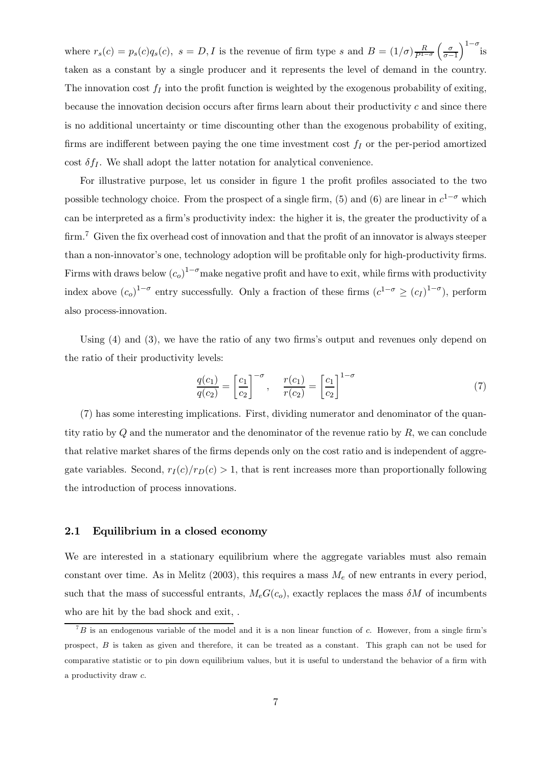where $r_s(c) = p_s(c)q_s(c),\ s = D, I$ is the revenue of firm type $s$ and $B = (1/\sigma)\frac{R}{P^{1-\sigma}}\left(\frac{\sigma}{\sigma-1}\right)^{1-\sigma}$ is taken as a constant by a single producer and it represents the level of demand in the country. The innovation cost $f_I$ into the profit function is weighted by the exogenous probability of exiting, because the innovation decision occurs after firms learn about their productivity $c$ and since there is no additional uncertainty or time discounting other than the exogenous probability of exiting, firms are indifferent between paying the one time investment cost $f_I$ or the per-period amortized cost $\delta f_I$. We shall adopt the latter notation for analytical convenience.

For illustrative purpose, let us consider in figure 1 the profit profiles associated to the two possible technology choice. From the prospect of a single firm, (5) and (6) are linear in $c^{1-\sigma}$ which can be interpreted as a firm's productivity index: the higher it is, the greater the productivity of a firm.[7] Given the fix overhead cost of innovation and that the profit of an innovator is always steeper than a non-innovator's one, technology adoption will be profitable only for high-productivity firms. Firms with draws below $(c_o)^{1-\sigma}$make negative profit and have to exit, while firms with productivity index above $(c_o)^{1-\sigma}$ entry successfully. Only a fraction of these firms ($c^{1-\sigma} \geq (c_I)^{1-\sigma}$), perform also process-innovation.

Using (4) and (3), we have the ratio of any two firms's output and revenues only depend on the ratio of their productivity levels:

$$\frac{q(c_1)}{q(c_2)} = \left[\frac{c_1}{c_2}\right]^{-\sigma}, \quad \frac{r(c_1)}{r(c_2)} = \left[\frac{c_1}{c_2}\right]^{1-\sigma} \tag{7}$$

(7) has some interesting implications. First, dividing numerator and denominator of the quantity ratio by $Q$ and the numerator and the denominator of the revenue ratio by $R$, we can conclude that relative market shares of the firms depends only on the cost ratio and is independent of aggregate variables. Second, $r_I(c)/r_D(c) > 1$, that is rent increases more than proportionally following the introduction of process innovations.

## 2.1 Equilibrium in a closed economy

We are interested in a stationary equilibrium where the aggregate variables must also remain constant over time. As in Melitz (2003), this requires a mass $M_e$ of new entrants in every period, such that the mass of successful entrants, $M_eG(c_o)$, exactly replaces the mass $\delta M$ of incumbents who are hit by the bad shock and exit, .

[7] $B$ is an endogenous variable of the model and it is a non linear function of $c$. However, from a single firm's prospect, $B$ is taken as given and therefore, it can be treated as a constant. This graph can not be used for comparative statistic or to pin down equilibrium values, but it is useful to understand the behavior of a firm with a productivity draw $c$.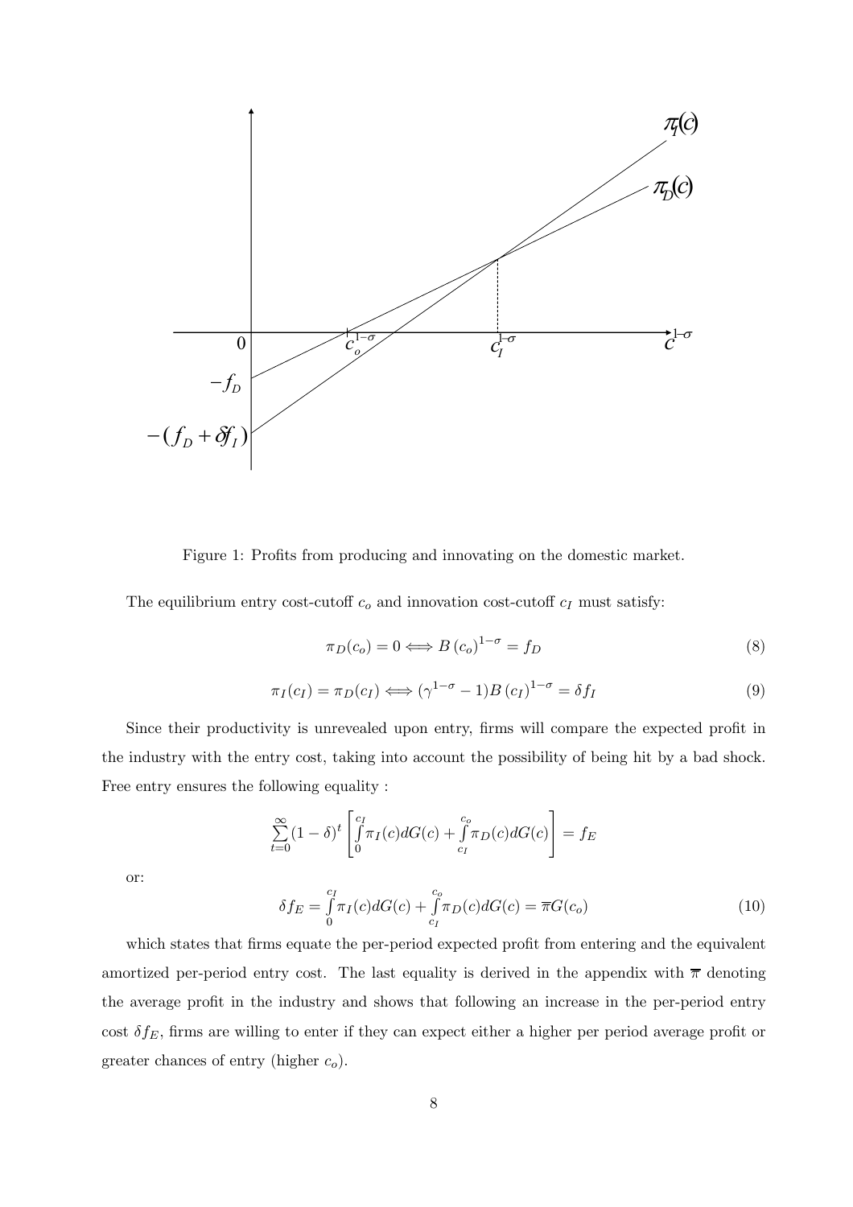Figure 1: Profits from producing and innovating on the domestic market.

The equilibrium entry cost-cutoff $c_o$ and innovation cost-cutoff $c_I$ must satisfy:

$$\pi_D(c_o) = 0 \Longleftrightarrow B\,(c_o)^{1-\sigma} = f_D \tag{8}$$

$$\pi_I(c_I) = \pi_D(c_I) \Longleftrightarrow (\gamma^{1-\sigma} - 1)B\,(c_I)^{1-\sigma} = \delta f_I \tag{9}$$

Since their productivity is unrevealed upon entry, firms will compare the expected profit in the industry with the entry cost, taking into account the possibility of being hit by a bad shock. Free entry ensures the following equality :

$$\sum_{t=0}^{\infty}(1-\delta)^t \left[\int_0^{c_I} \pi_I(c)dG(c) + \int_{c_I}^{c_o} \pi_D(c)dG(c)\right] = f_E$$

or:

$$\delta f_E = \int_0^{c_I} \pi_I(c)dG(c) + \int_{c_I}^{c_o} \pi_D(c)dG(c) = \overline{\pi}G(c_o) \tag{10}$$

which states that firms equate the per-period expected profit from entering and the equivalent amortized per-period entry cost. The last equality is derived in the appendix with $\overline{\pi}$ denoting the average profit in the industry and shows that following an increase in the per-period entry cost $\delta f_E$, firms are willing to enter if they can expect either a higher per period average profit or greater chances of entry (higher $c_o$).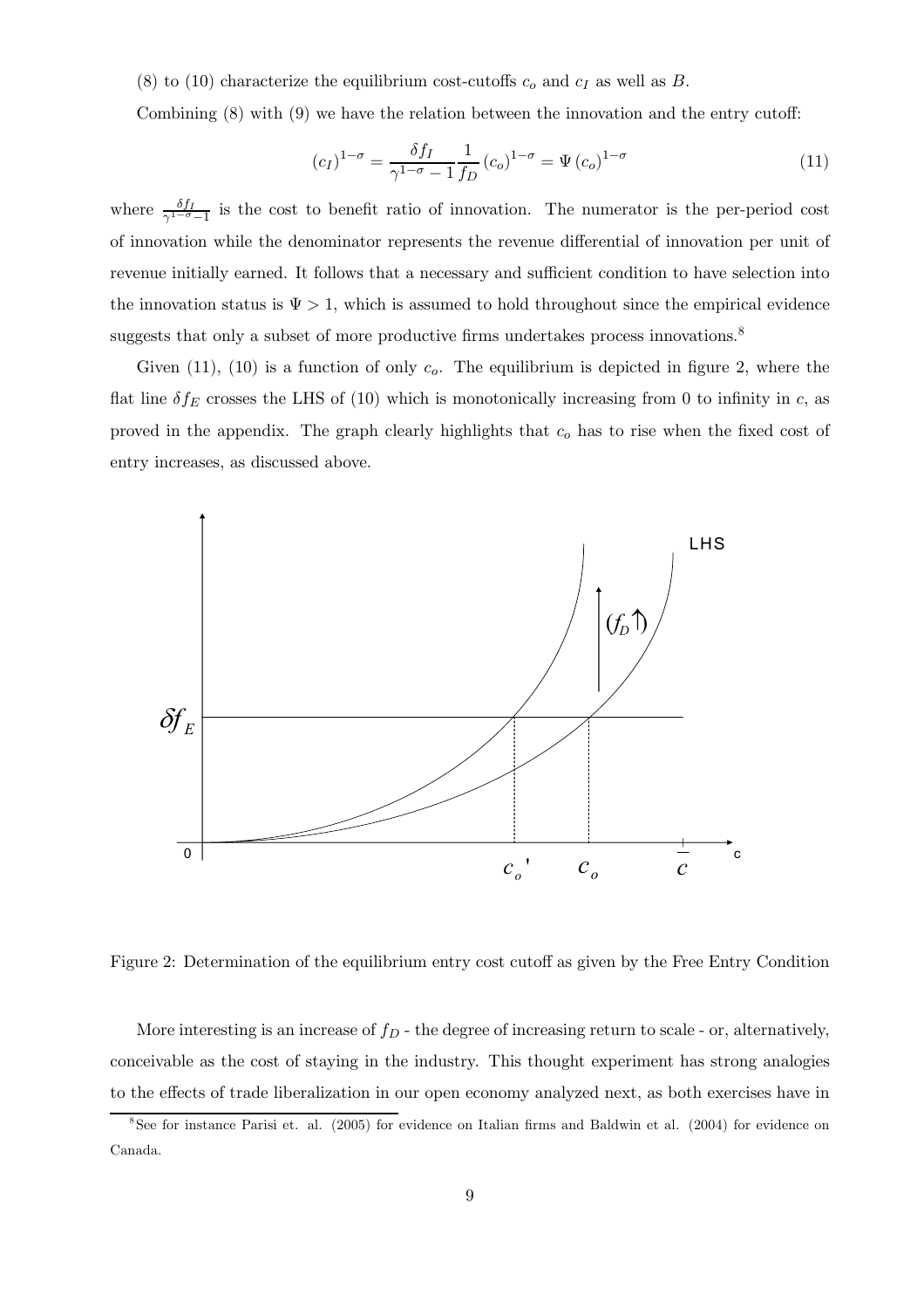(8) to (10) characterize the equilibrium cost-cutoffs $c_o$ and $c_I$ as well as $B$.

Combining (8) with (9) we have the relation between the innovation and the entry cutoff:

$$(c_I)^{1-\sigma} = \frac{\delta f_I}{\gamma^{1-\sigma} - 1} \frac{1}{f_D} (c_o)^{1-\sigma} = \Psi (c_o)^{1-\sigma} \tag{11}$$

where $\frac{\delta f_I}{\gamma^{1-\sigma}-1}$ is the cost to benefit ratio of innovation. The numerator is the per-period cost of innovation while the denominator represents the revenue differential of innovation per unit of revenue initially earned. It follows that a necessary and sufficient condition to have selection into the innovation status is $\Psi > 1$, which is assumed to hold throughout since the empirical evidence suggests that only a subset of more productive firms undertakes process innovations.[8]

Given (11), (10) is a function of only $c_o$. The equilibrium is depicted in figure 2, where the flat line $\delta f_E$ crosses the LHS of (10) which is monotonically increasing from 0 to infinity in $c$, as proved in the appendix. The graph clearly highlights that $c_o$ has to rise when the fixed cost of entry increases, as discussed above.

Figure 2: Determination of the equilibrium entry cost cutoff as given by the Free Entry Condition

More interesting is an increase of $f_D$ - the degree of increasing return to scale - or, alternatively, conceivable as the cost of staying in the industry. This thought experiment has strong analogies to the effects of trade liberalization in our open economy analyzed next, as both exercises have in

[8] See for instance Parisi et. al. (2005) for evidence on Italian firms and Baldwin et al. (2004) for evidence on Canada.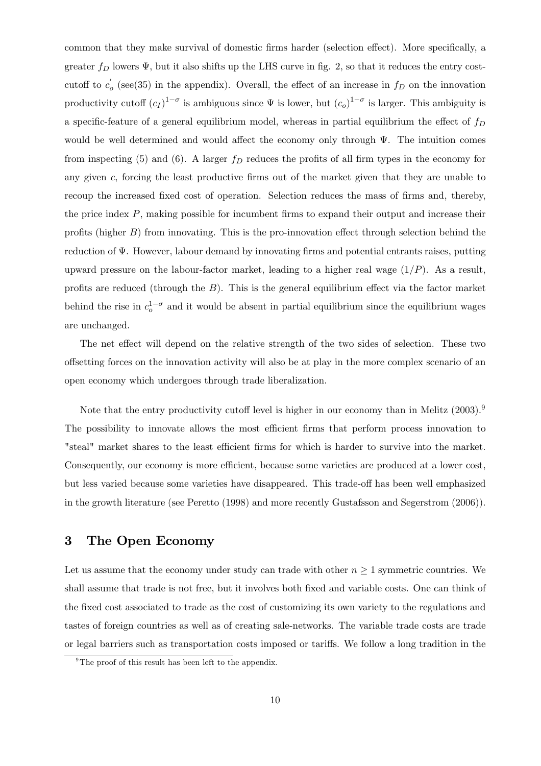common that they make survival of domestic firms harder (selection effect). More specifically, a greater $f_D$ lowers $\Psi$, but it also shifts up the LHS curve in fig. 2, so that it reduces the entry cost-cutoff to $c_o^{'}$ (see(35) in the appendix). Overall, the effect of an increase in $f_D$ on the innovation productivity cutoff $(c_I)^{1-\sigma}$ is ambiguous since $\Psi$ is lower, but $(c_o)^{1-\sigma}$ is larger. This ambiguity is a specific-feature of a general equilibrium model, whereas in partial equilibrium the effect of $f_D$ would be well determined and would affect the economy only through $\Psi$. The intuition comes from inspecting (5) and (6). A larger $f_D$ reduces the profits of all firm types in the economy for any given $c$, forcing the least productive firms out of the market given that they are unable to recoup the increased fixed cost of operation. Selection reduces the mass of firms and, thereby, the price index $P$, making possible for incumbent firms to expand their output and increase their profits (higher $B$) from innovating. This is the pro-innovation effect through selection behind the reduction of $\Psi$. However, labour demand by innovating firms and potential entrants raises, putting upward pressure on the labour-factor market, leading to a higher real wage $(1/P)$. As a result, profits are reduced (through the $B$). This is the general equilibrium effect via the factor market behind the rise in $c_o^{1-\sigma}$ and it would be absent in partial equilibrium since the equilibrium wages are unchanged.

The net effect will depend on the relative strength of the two sides of selection. These two offsetting forces on the innovation activity will also be at play in the more complex scenario of an open economy which undergoes through trade liberalization.

Note that the entry productivity cutoff level is higher in our economy than in Melitz (2003).[9] The possibility to innovate allows the most efficient firms that perform process innovation to "steal" market shares to the least efficient firms for which is harder to survive into the market. Consequently, our economy is more efficient, because some varieties are produced at a lower cost, but less varied because some varieties have disappeared. This trade-off has been well emphasized in the growth literature (see Peretto (1998) and more recently Gustafsson and Segerstrom (2006)).

## 3 The Open Economy

Let us assume that the economy under study can trade with other $n \geq 1$ symmetric countries. We shall assume that trade is not free, but it involves both fixed and variable costs. One can think of the fixed cost associated to trade as the cost of customizing its own variety to the regulations and tastes of foreign countries as well as of creating sale-networks. The variable trade costs are trade or legal barriers such as transportation costs imposed or tariffs. We follow a long tradition in the

[9] The proof of this result has been left to the appendix.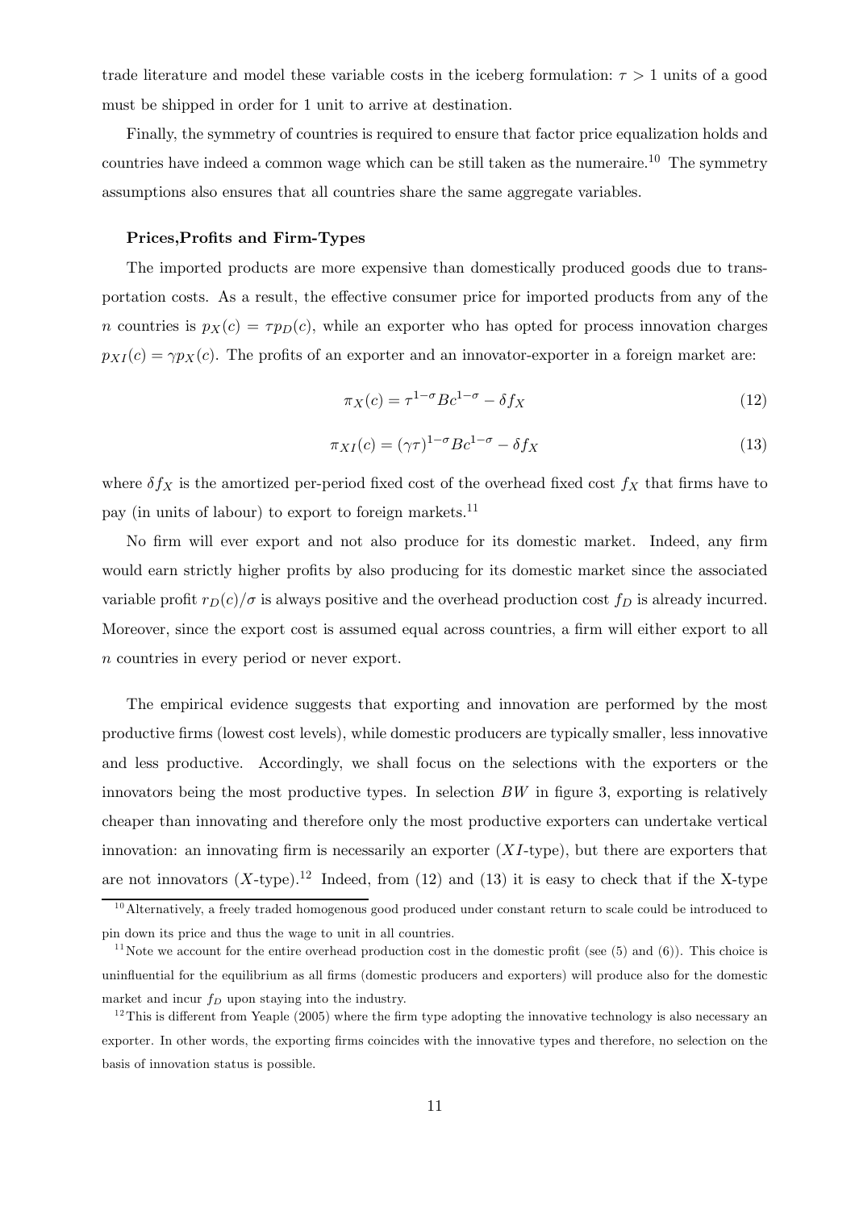trade literature and model these variable costs in the iceberg formulation: $\tau > 1$ units of a good must be shipped in order for 1 unit to arrive at destination.

Finally, the symmetry of countries is required to ensure that factor price equalization holds and countries have indeed a common wage which can be still taken as the numeraire.[10] The symmetry assumptions also ensures that all countries share the same aggregate variables.

**Prices,Profits and Firm-Types**

The imported products are more expensive than domestically produced goods due to transportation costs. As a result, the effective consumer price for imported products from any of the $n$ countries is $p_X(c) = \tau p_D(c)$, while an exporter who has opted for process innovation charges $p_{XI}(c) = \gamma p_X(c)$. The profits of an exporter and an innovator-exporter in a foreign market are:

$$\pi_X(c) = \tau^{1-\sigma} B c^{1-\sigma} - \delta f_X \tag{12}$$

$$\pi_{XI}(c) = (\gamma\tau)^{1-\sigma} B c^{1-\sigma} - \delta f_X \tag{13}$$

where $\delta f_X$ is the amortized per-period fixed cost of the overhead fixed cost $f_X$ that firms have to pay (in units of labour) to export to foreign markets.[11]

No firm will ever export and not also produce for its domestic market. Indeed, any firm would earn strictly higher profits by also producing for its domestic market since the associated variable profit $r_D(c)/\sigma$ is always positive and the overhead production cost $f_D$ is already incurred. Moreover, since the export cost is assumed equal across countries, a firm will either export to all $n$ countries in every period or never export.

The empirical evidence suggests that exporting and innovation are performed by the most productive firms (lowest cost levels), while domestic producers are typically smaller, less innovative and less productive. Accordingly, we shall focus on the selections with the exporters or the innovators being the most productive types. In selection $BW$ in figure 3, exporting is relatively cheaper than innovating and therefore only the most productive exporters can undertake vertical innovation: an innovating firm is necessarily an exporter ($XI$-type), but there are exporters that are not innovators ($X$-type).[12] Indeed, from (12) and (13) it is easy to check that if the X-type

[10] Alternatively, a freely traded homogenous good produced under constant return to scale could be introduced to pin down its price and thus the wage to unit in all countries.

[11] Note we account for the entire overhead production cost in the domestic profit (see (5) and (6)). This choice is uninfluential for the equilibrium as all firms (domestic producers and exporters) will produce also for the domestic market and incur $f_D$ upon staying into the industry.

[12] This is different from Yeaple (2005) where the firm type adopting the innovative technology is also necessary an exporter. In other words, the exporting firms coincides with the innovative types and therefore, no selection on the basis of innovation status is possible.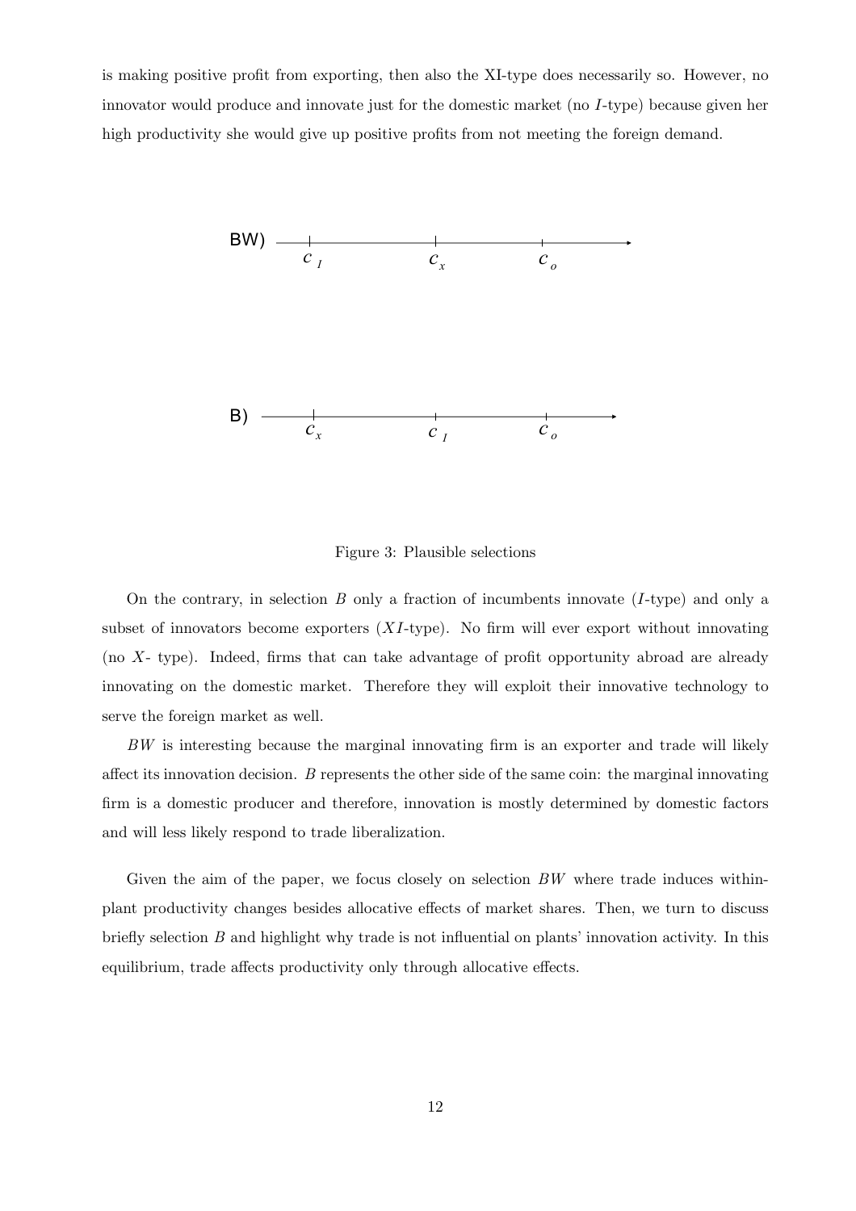is making positive profit from exporting, then also the XI-type does necessarily so. However, no innovator would produce and innovate just for the domestic market (no $I$-type) because given her high productivity she would give up positive profits from not meeting the foreign demand.

BW) $c_I$ $c_x$ $c_o$

B) $c_x$ $c_I$ $c_o$

Figure 3: Plausible selections

On the contrary, in selection $B$ only a fraction of incumbents innovate ($I$-type) and only a subset of innovators become exporters ($XI$-type). No firm will ever export without innovating (no $X$- type). Indeed, firms that can take advantage of profit opportunity abroad are already innovating on the domestic market. Therefore they will exploit their innovative technology to serve the foreign market as well.

$BW$ is interesting because the marginal innovating firm is an exporter and trade will likely affect its innovation decision. $B$ represents the other side of the same coin: the marginal innovating firm is a domestic producer and therefore, innovation is mostly determined by domestic factors and will less likely respond to trade liberalization.

Given the aim of the paper, we focus closely on selection $BW$ where trade induces within-plant productivity changes besides allocative effects of market shares. Then, we turn to discuss briefly selection $B$ and highlight why trade is not influential on plants' innovation activity. In this equilibrium, trade affects productivity only through allocative effects.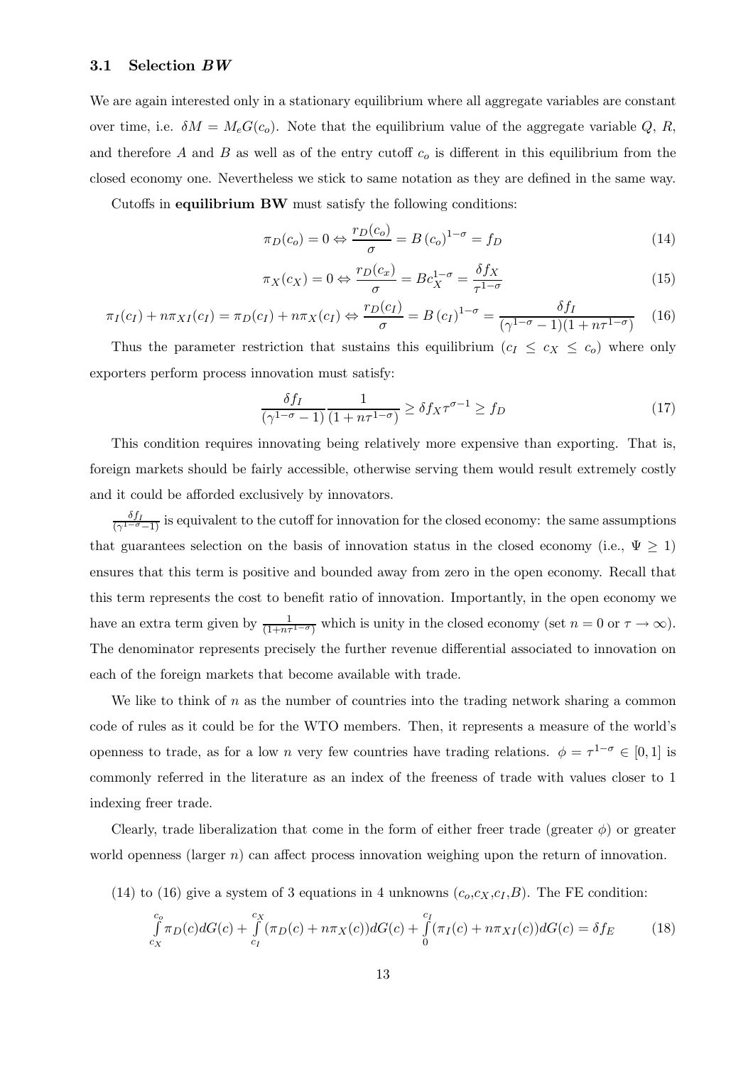### 3.1 Selection *BW*

We are again interested only in a stationary equilibrium where all aggregate variables are constant over time, i.e. $\delta M = M_e G(c_o)$. Note that the equilibrium value of the aggregate variable $Q$, $R$, and therefore $A$ and $B$ as well as of the entry cutoff $c_o$ is different in this equilibrium from the closed economy one. Nevertheless we stick to same notation as they are defined in the same way.

Cutoffs in **equilibrium BW** must satisfy the following conditions:

$$\pi_D(c_o) = 0 \Leftrightarrow \frac{r_D(c_o)}{\sigma} = B\left(c_o\right)^{1-\sigma} = f_D \tag{14}$$

$$\pi_X(c_X) = 0 \Leftrightarrow \frac{r_D(c_x)}{\sigma} = Bc_X^{1-\sigma} = \frac{\delta f_X}{\tau^{1-\sigma}} \tag{15}$$

$$\pi_I(c_I) + n\pi_{XI}(c_I) = \pi_D(c_I) + n\pi_X(c_I) \Leftrightarrow \frac{r_D(c_I)}{\sigma} = B\left(c_I\right)^{1-\sigma} = \frac{\delta f_I}{(\gamma^{1-\sigma}-1)(1+n\tau^{1-\sigma})} \tag{16}$$

Thus the parameter restriction that sustains this equilibrium ($c_I \leq c_X \leq c_o$) where only exporters perform process innovation must satisfy:

$$\frac{\delta f_I}{(\gamma^{1-\sigma}-1)} \frac{1}{(1+n\tau^{1-\sigma})} \geq \delta f_X \tau^{\sigma-1} \geq f_D \tag{17}$$

This condition requires innovating being relatively more expensive than exporting. That is, foreign markets should be fairly accessible, otherwise serving them would result extremely costly and it could be afforded exclusively by innovators.

$\frac{\delta f_I}{(\gamma^{1-\sigma}-1)}$ is equivalent to the cutoff for innovation for the closed economy: the same assumptions that guarantees selection on the basis of innovation status in the closed economy (i.e., $\Psi \geq 1$) ensures that this term is positive and bounded away from zero in the open economy. Recall that this term represents the cost to benefit ratio of innovation. Importantly, in the open economy we have an extra term given by $\frac{1}{(1+n\tau^{1-\sigma})}$ which is unity in the closed economy (set $n = 0$ or $\tau \to \infty$). The denominator represents precisely the further revenue differential associated to innovation on each of the foreign markets that become available with trade.

We like to think of $n$ as the number of countries into the trading network sharing a common code of rules as it could be for the WTO members. Then, it represents a measure of the world's openness to trade, as for a low $n$ very few countries have trading relations. $\phi = \tau^{1-\sigma} \in [0,1]$ is commonly referred in the literature as an index of the freeness of trade with values closer to 1 indexing freer trade.

Clearly, trade liberalization that come in the form of either freer trade (greater $\phi$) or greater world openness (larger $n$) can affect process innovation weighing upon the return of innovation.

(14) to (16) give a system of 3 equations in 4 unknowns ($c_o$,$c_X$,$c_I$,$B$). The FE condition:

$$\int_{c_X}^{c_o} \pi_D(c)dG(c) + \int_{c_I}^{c_X} (\pi_D(c) + n\pi_X(c))dG(c) + \int_{0}^{c_I} (\pi_I(c) + n\pi_{XI}(c))dG(c) = \delta f_E \tag{18}$$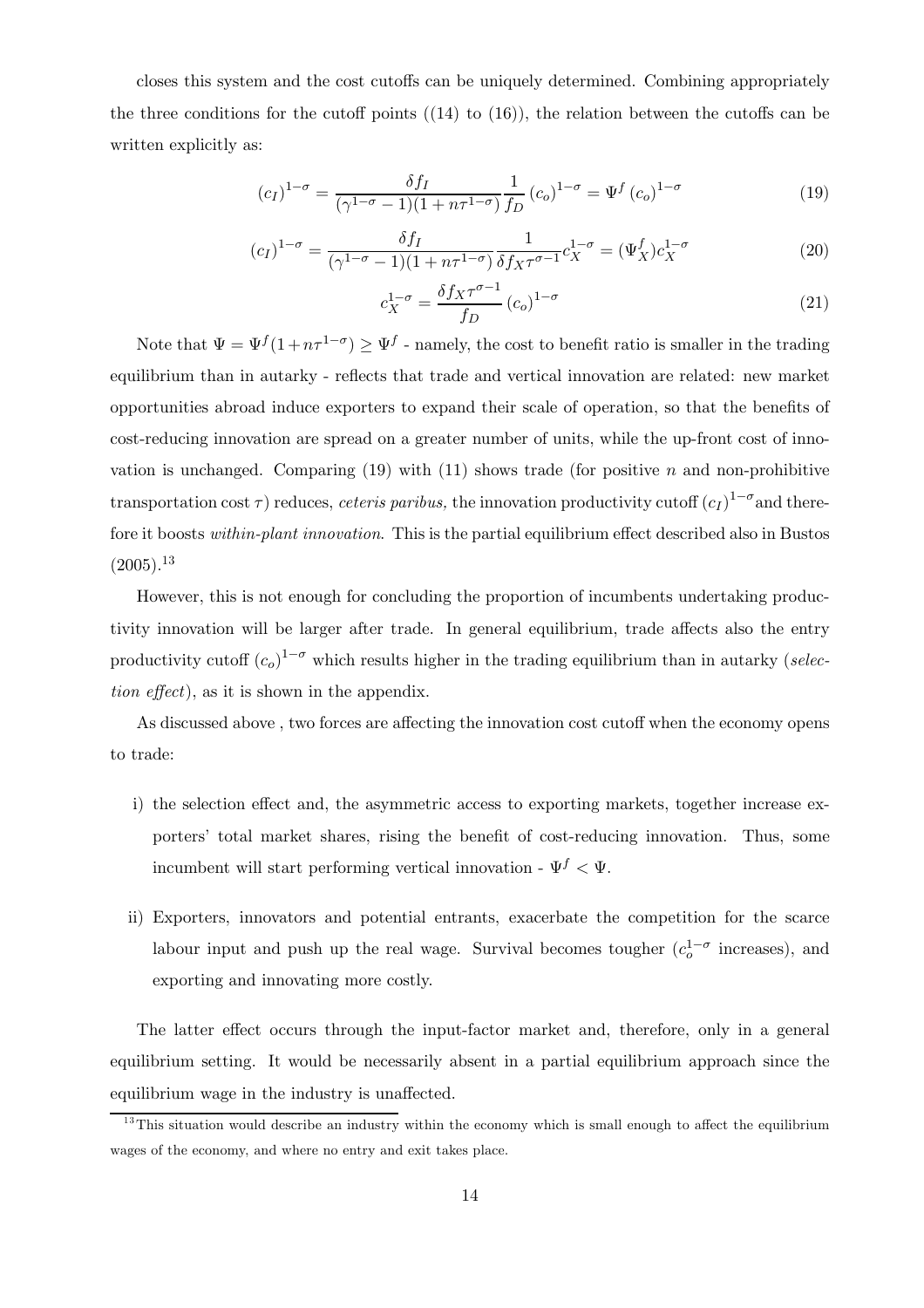closes this system and the cost cutoffs can be uniquely determined. Combining appropriately the three conditions for the cutoff points ((14) to (16)), the relation between the cutoffs can be written explicitly as:

$$(c_I)^{1-\sigma} = \frac{\delta f_I}{(\gamma^{1-\sigma}-1)(1+n\tau^{1-\sigma})} \frac{1}{f_D} (c_o)^{1-\sigma} = \Psi^f (c_o)^{1-\sigma} \tag{19}$$

$$(c_I)^{1-\sigma} = \frac{\delta f_I}{(\gamma^{1-\sigma}-1)(1+n\tau^{1-\sigma})} \frac{1}{\delta f_X \tau^{\sigma-1}} c_X^{1-\sigma} = (\Psi_X^f) c_X^{1-\sigma} \tag{20}$$

$$c_X^{1-\sigma} = \frac{\delta f_X \tau^{\sigma-1}}{f_D} (c_o)^{1-\sigma} \tag{21}$$

Note that $\Psi = \Psi^f(1+n\tau^{1-\sigma}) \geq \Psi^f$ - namely, the cost to benefit ratio is smaller in the trading equilibrium than in autarky - reflects that trade and vertical innovation are related: new market opportunities abroad induce exporters to expand their scale of operation, so that the benefits of cost-reducing innovation are spread on a greater number of units, while the up-front cost of innovation is unchanged. Comparing (19) with (11) shows trade (for positive $n$ and non-prohibitive transportation cost $\tau$) reduces, *ceteris paribus,* the innovation productivity cutoff $(c_I)^{1-\sigma}$ and therefore it boosts *within-plant innovation*. This is the partial equilibrium effect described also in Bustos (2005).[13]

However, this is not enough for concluding the proportion of incumbents undertaking productivity innovation will be larger after trade. In general equilibrium, trade affects also the entry productivity cutoff $(c_o)^{1-\sigma}$ which results higher in the trading equilibrium than in autarky (*selection effect*), as it is shown in the appendix.

As discussed above , two forces are affecting the innovation cost cutoff when the economy opens to trade:

i) the selection effect and, the asymmetric access to exporting markets, together increase exporters' total market shares, rising the benefit of cost-reducing innovation. Thus, some incumbent will start performing vertical innovation - $\Psi^f < \Psi$.

ii) Exporters, innovators and potential entrants, exacerbate the competition for the scarce labour input and push up the real wage. Survival becomes tougher ($c_o^{1-\sigma}$ increases), and exporting and innovating more costly.

The latter effect occurs through the input-factor market and, therefore, only in a general equilibrium setting. It would be necessarily absent in a partial equilibrium approach since the equilibrium wage in the industry is unaffected.

[13] This situation would describe an industry within the economy which is small enough to affect the equilibrium wages of the economy, and where no entry and exit takes place.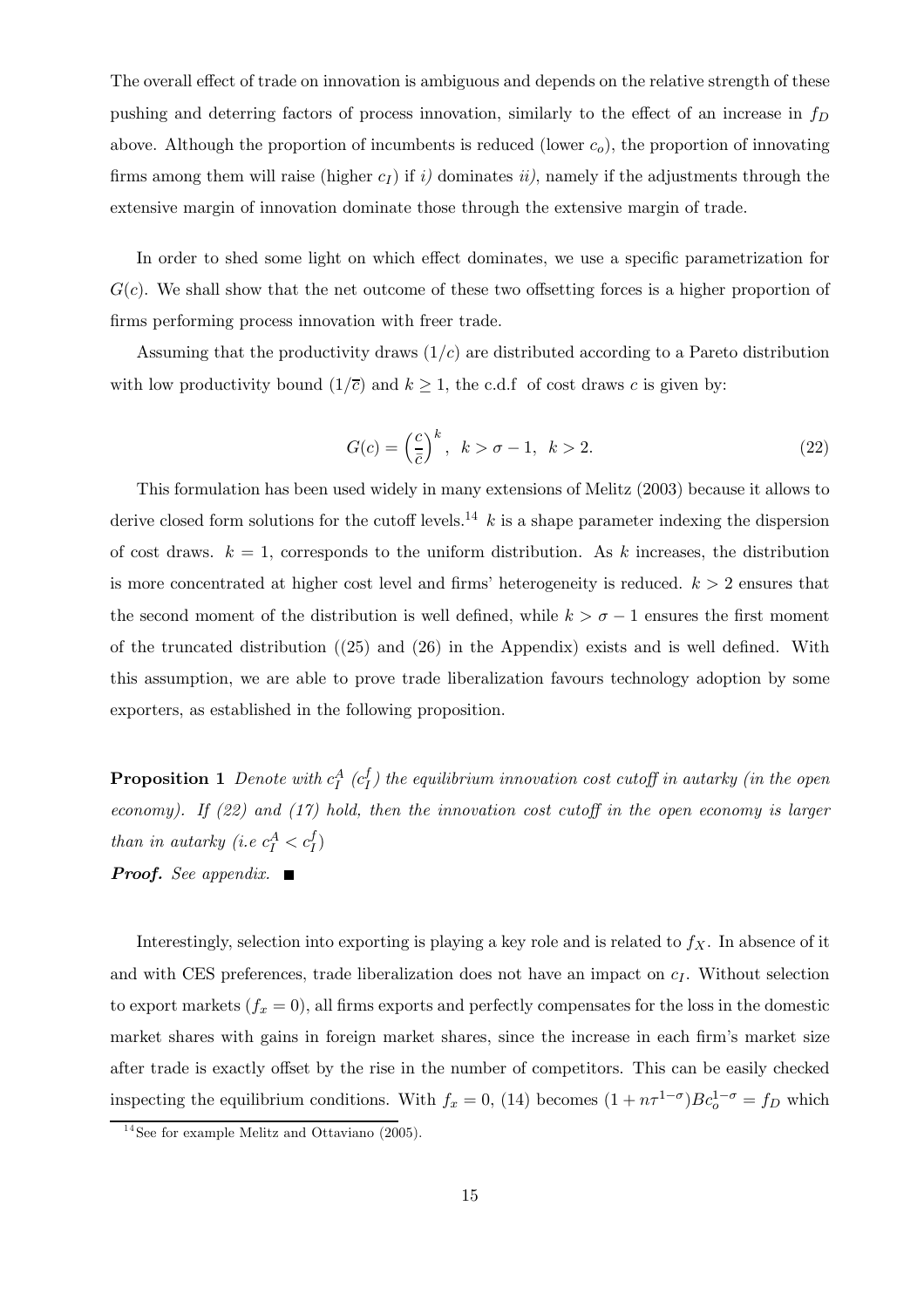The overall effect of trade on innovation is ambiguous and depends on the relative strength of these pushing and deterring factors of process innovation, similarly to the effect of an increase in $f_D$ above. Although the proportion of incumbents is reduced (lower $c_o$), the proportion of innovating firms among them will raise (higher $c_I$) if *i)* dominates *ii)*, namely if the adjustments through the extensive margin of innovation dominate those through the extensive margin of trade.

In order to shed some light on which effect dominates, we use a specific parametrization for $G(c)$. We shall show that the net outcome of these two offsetting forces is a higher proportion of firms performing process innovation with freer trade.

Assuming that the productivity draws $(1/c)$ are distributed according to a Pareto distribution with low productivity bound $(1/\overline{c})$ and $k \geq 1$, the c.d.f of cost draws $c$ is given by:

$$G(c) = \left(\frac{c}{\overline{c}}\right)^k, \quad k > \sigma - 1, \quad k > 2. \tag{22}$$

This formulation has been used widely in many extensions of Melitz (2003) because it allows to derive closed form solutions for the cutoff levels.[14] $k$ is a shape parameter indexing the dispersion of cost draws. $k = 1$, corresponds to the uniform distribution. As $k$ increases, the distribution is more concentrated at higher cost level and firms' heterogeneity is reduced. $k > 2$ ensures that the second moment of the distribution is well defined, while $k > \sigma - 1$ ensures the first moment of the truncated distribution ((25) and (26) in the Appendix) exists and is well defined. With this assumption, we are able to prove trade liberalization favours technology adoption by some exporters, as established in the following proposition.

**Proposition 1** *Denote with $c_I^A$ ($c_I^f$) the equilibrium innovation cost cutoff in autarky (in the open economy). If (22) and (17) hold, then the innovation cost cutoff in the open economy is larger than in autarky (i.e $c_I^A < c_I^f$)*

***Proof.*** *See appendix.* ∎

Interestingly, selection into exporting is playing a key role and is related to $f_X$. In absence of it and with CES preferences, trade liberalization does not have an impact on $c_I$. Without selection to export markets ($f_x = 0$), all firms exports and perfectly compensates for the loss in the domestic market shares with gains in foreign market shares, since the increase in each firm's market size after trade is exactly offset by the rise in the number of competitors. This can be easily checked inspecting the equilibrium conditions. With $f_x = 0$, (14) becomes $(1 + n\tau^{1-\sigma})Bc_o^{1-\sigma} = f_D$ which

[14] See for example Melitz and Ottaviano (2005).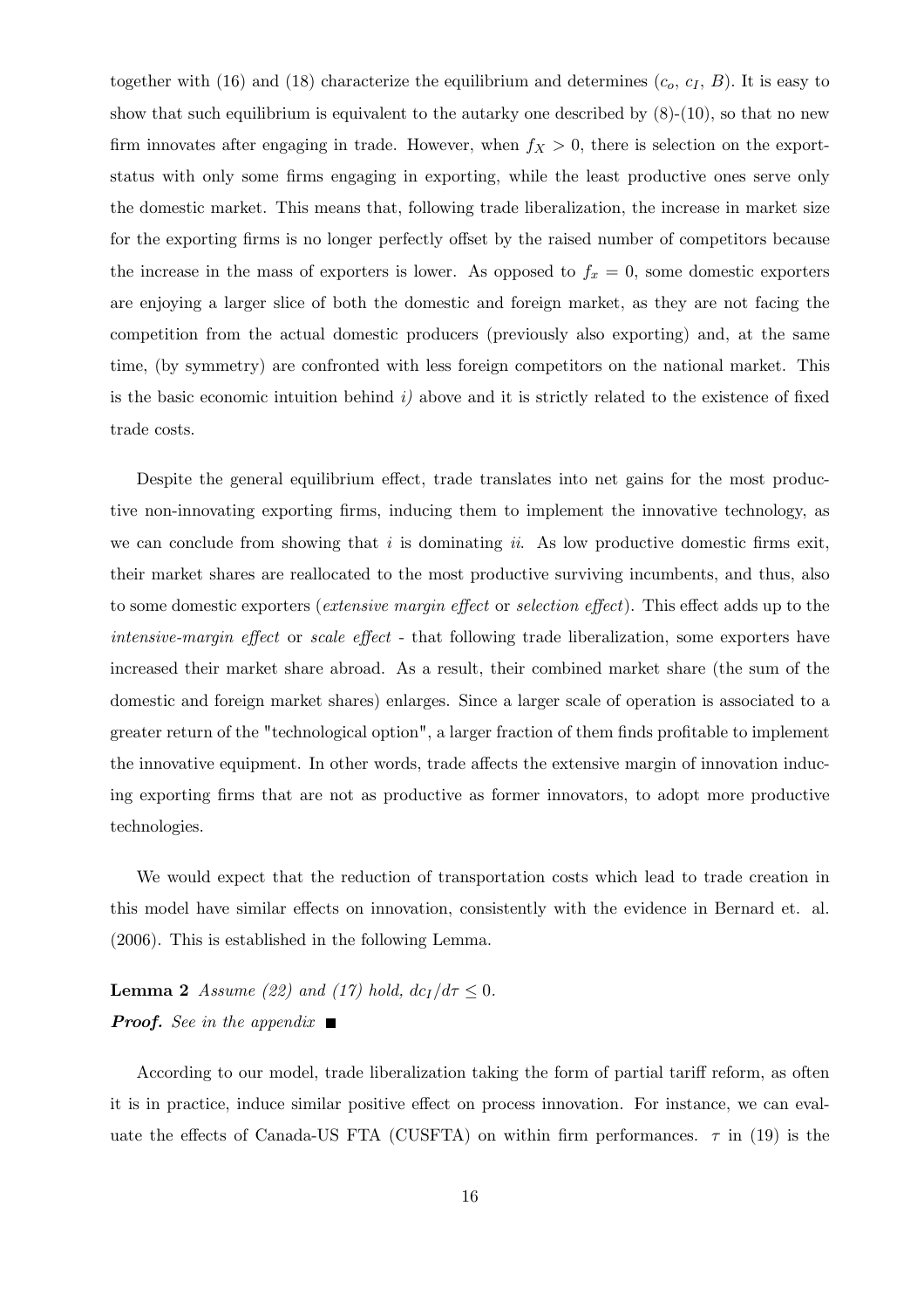together with (16) and (18) characterize the equilibrium and determines ($c_o$, $c_I$, $B$). It is easy to show that such equilibrium is equivalent to the autarky one described by (8)-(10), so that no new firm innovates after engaging in trade. However, when $f_X > 0$, there is selection on the export-status with only some firms engaging in exporting, while the least productive ones serve only the domestic market. This means that, following trade liberalization, the increase in market size for the exporting firms is no longer perfectly offset by the raised number of competitors because the increase in the mass of exporters is lower. As opposed to $f_x = 0$, some domestic exporters are enjoying a larger slice of both the domestic and foreign market, as they are not facing the competition from the actual domestic producers (previously also exporting) and, at the same time, (by symmetry) are confronted with less foreign competitors on the national market. This is the basic economic intuition behind *i)* above and it is strictly related to the existence of fixed trade costs.

Despite the general equilibrium effect, trade translates into net gains for the most productive non-innovating exporting firms, inducing them to implement the innovative technology, as we can conclude from showing that *i* is dominating *ii*. As low productive domestic firms exit, their market shares are reallocated to the most productive surviving incumbents, and thus, also to some domestic exporters (*extensive margin effect* or *selection effect*). This effect adds up to the *intensive-margin effect* or *scale effect* - that following trade liberalization, some exporters have increased their market share abroad. As a result, their combined market share (the sum of the domestic and foreign market shares) enlarges. Since a larger scale of operation is associated to a greater return of the "technological option", a larger fraction of them finds profitable to implement the innovative equipment. In other words, trade affects the extensive margin of innovation inducing exporting firms that are not as productive as former innovators, to adopt more productive technologies.

We would expect that the reduction of transportation costs which lead to trade creation in this model have similar effects on innovation, consistently with the evidence in Bernard et. al. (2006). This is established in the following Lemma.

**Lemma 2** *Assume (22) and (17) hold,* $dc_I/d\tau \leq 0$.
***Proof.*** *See in the appendix* ■

According to our model, trade liberalization taking the form of partial tariff reform, as often it is in practice, induce similar positive effect on process innovation. For instance, we can evaluate the effects of Canada-US FTA (CUSFTA) on within firm performances. $\tau$ in (19) is the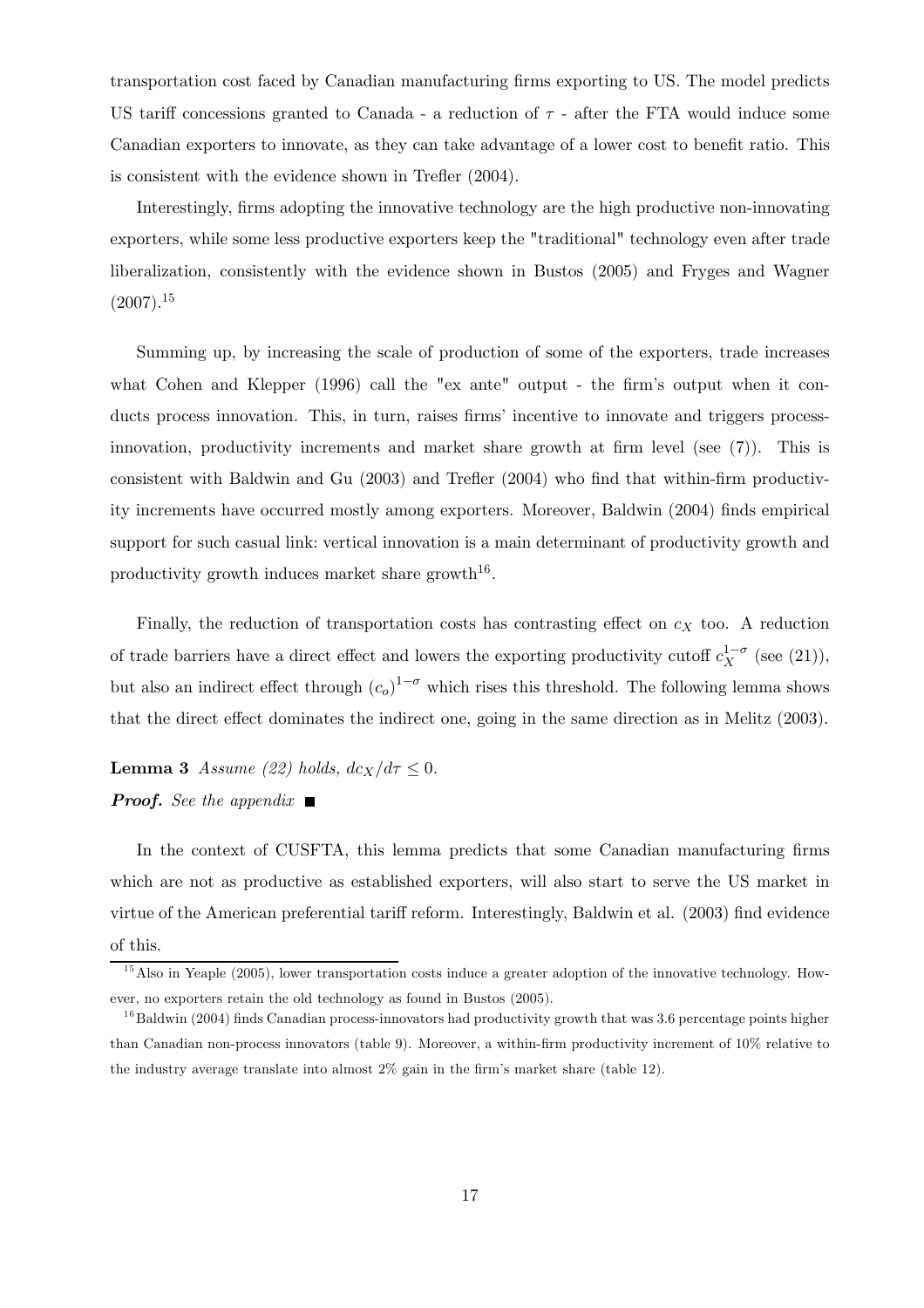transportation cost faced by Canadian manufacturing firms exporting to US. The model predicts US tariff concessions granted to Canada - a reduction of $\tau$ - after the FTA would induce some Canadian exporters to innovate, as they can take advantage of a lower cost to benefit ratio. This is consistent with the evidence shown in Trefler (2004).

Interestingly, firms adopting the innovative technology are the high productive non-innovating exporters, while some less productive exporters keep the "traditional" technology even after trade liberalization, consistently with the evidence shown in Bustos (2005) and Fryges and Wagner (2007).[15]

Summing up, by increasing the scale of production of some of the exporters, trade increases what Cohen and Klepper (1996) call the "ex ante" output - the firm's output when it conducts process innovation. This, in turn, raises firms' incentive to innovate and triggers process-innovation, productivity increments and market share growth at firm level (see (7)). This is consistent with Baldwin and Gu (2003) and Trefler (2004) who find that within-firm productivity increments have occurred mostly among exporters. Moreover, Baldwin (2004) finds empirical support for such casual link: vertical innovation is a main determinant of productivity growth and productivity growth induces market share growth[16].

Finally, the reduction of transportation costs has contrasting effect on $c_X$ too. A reduction of trade barriers have a direct effect and lowers the exporting productivity cutoff $c_X^{1-\sigma}$ (see (21)), but also an indirect effect through $(c_o)^{1-\sigma}$ which rises this threshold. The following lemma shows that the direct effect dominates the indirect one, going in the same direction as in Melitz (2003).

**Lemma 3** *Assume (22) holds, $dc_X/d\tau \leq 0$.*

***Proof.*** *See the appendix* ■

In the context of CUSFTA, this lemma predicts that some Canadian manufacturing firms which are not as productive as established exporters, will also start to serve the US market in virtue of the American preferential tariff reform. Interestingly, Baldwin et al. (2003) find evidence of this.

[15] Also in Yeaple (2005), lower transportation costs induce a greater adoption of the innovative technology. However, no exporters retain the old technology as found in Bustos (2005).

[16] Baldwin (2004) finds Canadian process-innovators had productivity growth that was 3.6 percentage points higher than Canadian non-process innovators (table 9). Moreover, a within-firm productivity increment of 10% relative to the industry average translate into almost 2% gain in the firm's market share (table 12).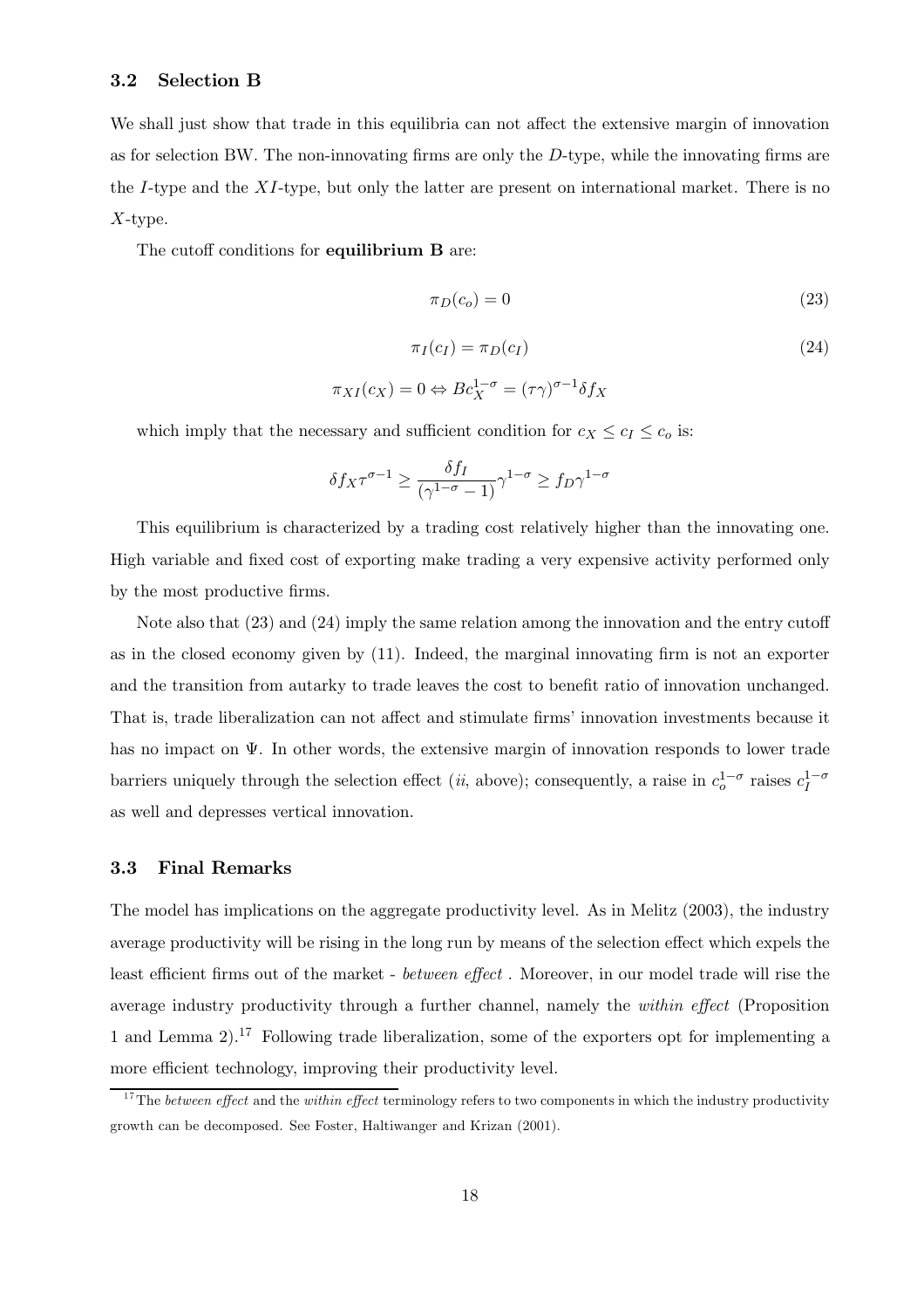### 3.2 Selection B

We shall just show that trade in this equilibria can not affect the extensive margin of innovation as for selection BW. The non-innovating firms are only the $D$-type, while the innovating firms are the $I$-type and the $XI$-type, but only the latter are present on international market. There is no $X$-type.

The cutoff conditions for **equilibrium B** are:

$$\pi_D(c_o) = 0 \tag{23}$$

$$\pi_I(c_I) = \pi_D(c_I) \tag{24}$$

$$\pi_{XI}(c_X) = 0 \Leftrightarrow Bc_X^{1-\sigma} = (\tau\gamma)^{\sigma-1}\delta f_X$$

which imply that the necessary and sufficient condition for $c_X \leq c_I \leq c_o$ is:

$$\delta f_X \tau^{\sigma-1} \geq \frac{\delta f_I}{(\gamma^{1-\sigma}-1)}\gamma^{1-\sigma} \geq f_D \gamma^{1-\sigma}$$

This equilibrium is characterized by a trading cost relatively higher than the innovating one. High variable and fixed cost of exporting make trading a very expensive activity performed only by the most productive firms.

Note also that (23) and (24) imply the same relation among the innovation and the entry cutoff as in the closed economy given by (11). Indeed, the marginal innovating firm is not an exporter and the transition from autarky to trade leaves the cost to benefit ratio of innovation unchanged. That is, trade liberalization can not affect and stimulate firms' innovation investments because it has no impact on $\Psi$. In other words, the extensive margin of innovation responds to lower trade barriers uniquely through the selection effect (*ii*, above); consequently, a raise in $c_o^{1-\sigma}$ raises $c_I^{1-\sigma}$ as well and depresses vertical innovation.

### 3.3 Final Remarks

The model has implications on the aggregate productivity level. As in Melitz (2003), the industry average productivity will be rising in the long run by means of the selection effect which expels the least efficient firms out of the market - *between effect* . Moreover, in our model trade will rise the average industry productivity through a further channel, namely the *within effect* (Proposition 1 and Lemma 2).[17] Following trade liberalization, some of the exporters opt for implementing a more efficient technology, improving their productivity level.

[17] The *between effect* and the *within effect* terminology refers to two components in which the industry productivity growth can be decomposed. See Foster, Haltiwanger and Krizan (2001).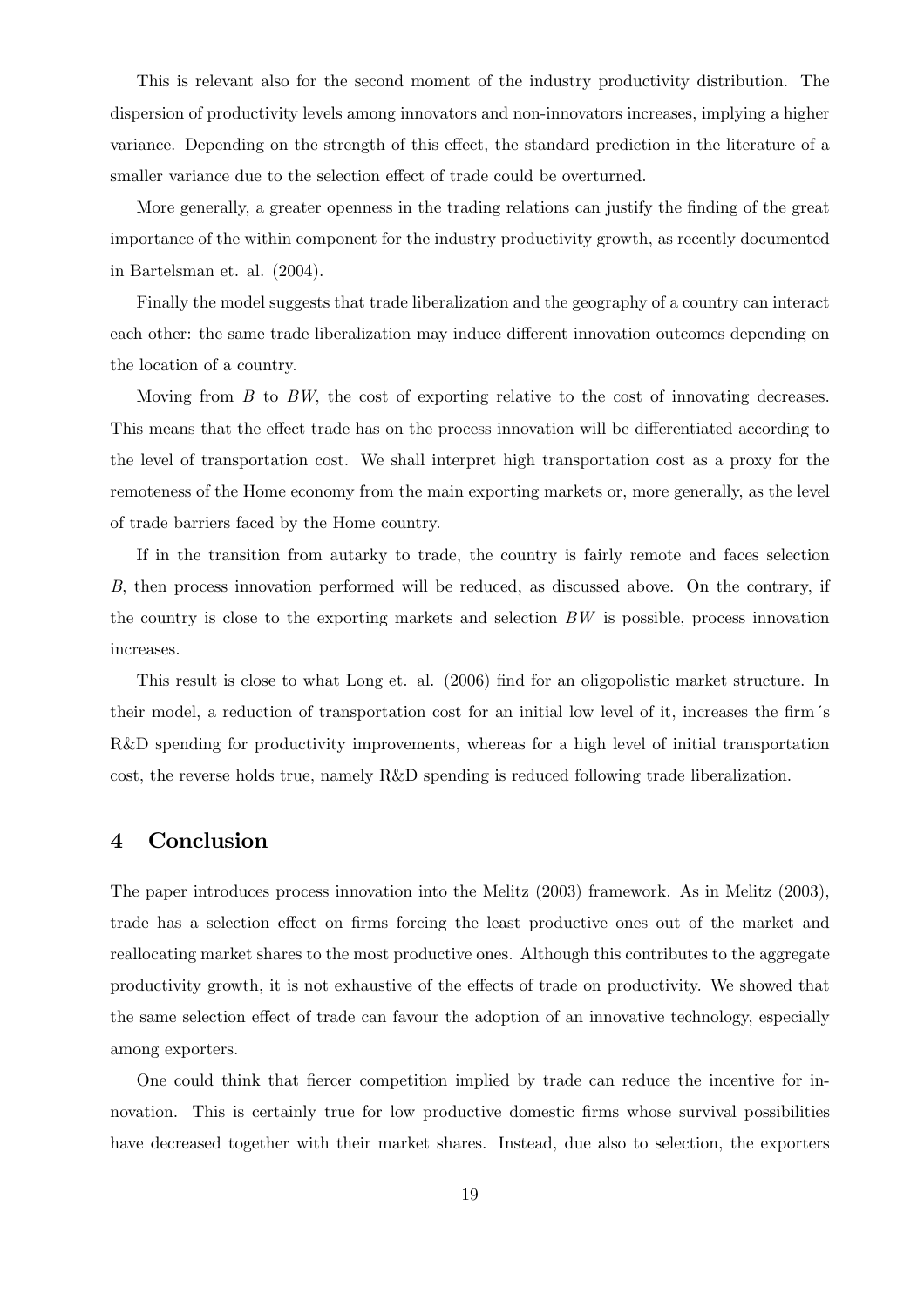This is relevant also for the second moment of the industry productivity distribution. The dispersion of productivity levels among innovators and non-innovators increases, implying a higher variance. Depending on the strength of this effect, the standard prediction in the literature of a smaller variance due to the selection effect of trade could be overturned.

More generally, a greater openness in the trading relations can justify the finding of the great importance of the within component for the industry productivity growth, as recently documented in Bartelsman et. al. (2004).

Finally the model suggests that trade liberalization and the geography of a country can interact each other: the same trade liberalization may induce different innovation outcomes depending on the location of a country.

Moving from $B$ to $BW$, the cost of exporting relative to the cost of innovating decreases. This means that the effect trade has on the process innovation will be differentiated according to the level of transportation cost. We shall interpret high transportation cost as a proxy for the remoteness of the Home economy from the main exporting markets or, more generally, as the level of trade barriers faced by the Home country.

If in the transition from autarky to trade, the country is fairly remote and faces selection $B$, then process innovation performed will be reduced, as discussed above. On the contrary, if the country is close to the exporting markets and selection $BW$ is possible, process innovation increases.

This result is close to what Long et. al. (2006) find for an oligopolistic market structure. In their model, a reduction of transportation cost for an initial low level of it, increases the firm´s R&D spending for productivity improvements, whereas for a high level of initial transportation cost, the reverse holds true, namely R&D spending is reduced following trade liberalization.

## 4 Conclusion

The paper introduces process innovation into the Melitz (2003) framework. As in Melitz (2003), trade has a selection effect on firms forcing the least productive ones out of the market and reallocating market shares to the most productive ones. Although this contributes to the aggregate productivity growth, it is not exhaustive of the effects of trade on productivity. We showed that the same selection effect of trade can favour the adoption of an innovative technology, especially among exporters.

One could think that fiercer competition implied by trade can reduce the incentive for innovation. This is certainly true for low productive domestic firms whose survival possibilities have decreased together with their market shares. Instead, due also to selection, the exporters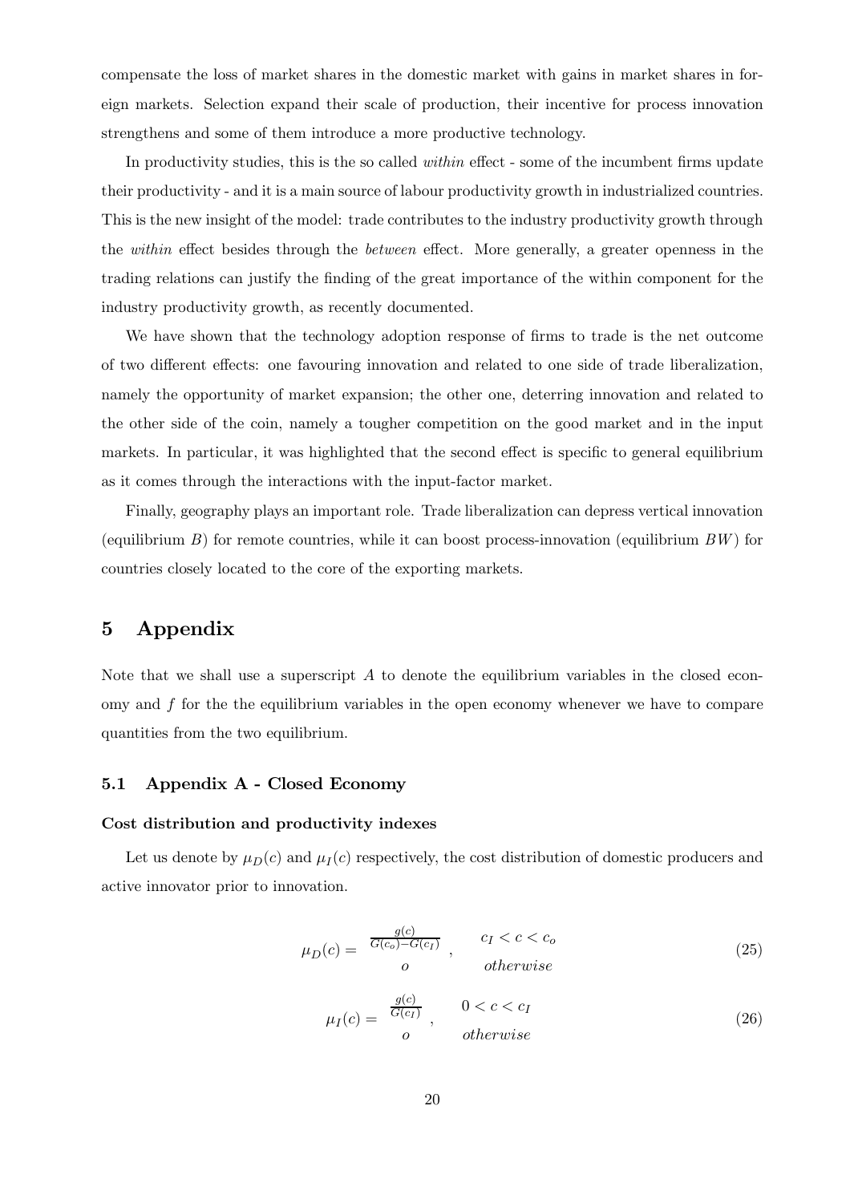compensate the loss of market shares in the domestic market with gains in market shares in foreign markets. Selection expand their scale of production, their incentive for process innovation strengthens and some of them introduce a more productive technology.

In productivity studies, this is the so called *within* effect - some of the incumbent firms update their productivity - and it is a main source of labour productivity growth in industrialized countries. This is the new insight of the model: trade contributes to the industry productivity growth through the *within* effect besides through the *between* effect. More generally, a greater openness in the trading relations can justify the finding of the great importance of the within component for the industry productivity growth, as recently documented.

We have shown that the technology adoption response of firms to trade is the net outcome of two different effects: one favouring innovation and related to one side of trade liberalization, namely the opportunity of market expansion; the other one, deterring innovation and related to the other side of the coin, namely a tougher competition on the good market and in the input markets. In particular, it was highlighted that the second effect is specific to general equilibrium as it comes through the interactions with the input-factor market.

Finally, geography plays an important role. Trade liberalization can depress vertical innovation (equilibrium $B$) for remote countries, while it can boost process-innovation (equilibrium $BW$) for countries closely located to the core of the exporting markets.

# 5 Appendix

Note that we shall use a superscript $A$ to denote the equilibrium variables in the closed economy and $f$ for the the equilibrium variables in the open economy whenever we have to compare quantities from the two equilibrium.

## 5.1 Appendix A - Closed Economy

**Cost distribution and productivity indexes**

Let us denote by $\mu_D(c)$ and $\mu_I(c)$ respectively, the cost distribution of domestic producers and active innovator prior to innovation.

$$\mu_D(c) = \begin{array}{cc} \frac{g(c)}{G(c_o)-G(c_I)} \;, & c_I < c < c_o \\ o & otherwise \end{array} \tag{25}$$

$$\mu_I(c) = \begin{array}{cc} \frac{g(c)}{G(c_I)} \;, & 0 < c < c_I \\ o & otherwise \end{array} \tag{26}$$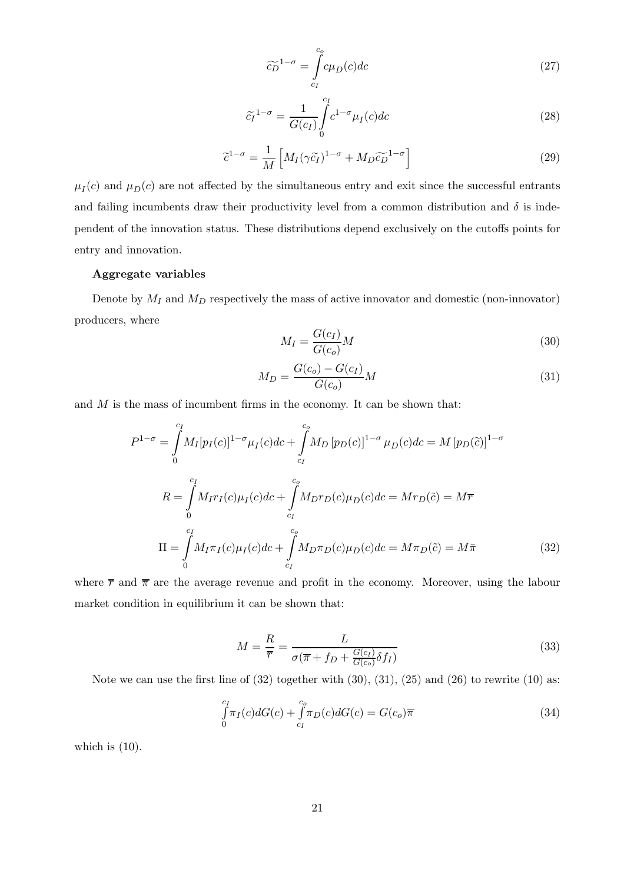$$\widetilde{c_D}^{1-\sigma} = \int_{c_I}^{c_o} c\mu_D(c)dc \tag{27}$$

$$\widetilde{c_I}^{1-\sigma} = \frac{1}{G(c_I)}\int_{0}^{c_I} c^{1-\sigma}\mu_I(c)dc \tag{28}$$

$$\widetilde{c}^{1-\sigma} = \frac{1}{M}\left[M_I(\gamma\widetilde{c_I})^{1-\sigma} + M_D\widetilde{c_D}^{1-\sigma}\right] \tag{29}$$

$\mu_I(c)$ and $\mu_D(c)$ are not affected by the simultaneous entry and exit since the successful entrants and failing incumbents draw their productivity level from a common distribution and $\delta$ is independent of the innovation status. These distributions depend exclusively on the cutoffs points for entry and innovation.

**Aggregate variables**

Denote by $M_I$ and $M_D$ respectively the mass of active innovator and domestic (non-innovator) producers, where

$$M_I = \frac{G(c_I)}{G(c_o)}M \tag{30}$$

$$M_D = \frac{G(c_o) - G(c_I)}{G(c_o)}M \tag{31}$$

and $M$ is the mass of incumbent firms in the economy. It can be shown that:

$$P^{1-\sigma} = \int_{0}^{c_I} M_I[p_I(c)]^{1-\sigma}\mu_I(c)dc + \int_{c_I}^{c_o} M_D\left[p_D(c)\right]^{1-\sigma}\mu_D(c)dc = M\left[p_D(\widetilde{c})\right]^{1-\sigma}$$

$$R = \int_{0}^{c_I} M_I r_I(c)\mu_I(c)dc + \int_{c_I}^{c_o} M_D r_D(c)\mu_D(c)dc = Mr_D(\tilde{c}) = M\overline{r}$$

$$\Pi = \int_{0}^{c_I} M_I\pi_I(c)\mu_I(c)dc + \int_{c_I}^{c_o} M_D\pi_D(c)\mu_D(c)dc = M\pi_D(\tilde{c}) = M\bar{\pi} \tag{32}$$

where $\overline{r}$ and $\overline{\pi}$ are the average revenue and profit in the economy. Moreover, using the labour market condition in equilibrium it can be shown that:

$$M = \frac{R}{\overline{r}} = \frac{L}{\sigma(\overline{\pi} + f_D + \frac{G(c_I)}{G(c_o)}\delta f_I)} \tag{33}$$

Note we can use the first line of (32) together with (30), (31), (25) and (26) to rewrite (10) as:

$$\int_{0}^{c_I}\pi_I(c)dG(c) + \int_{c_I}^{c_o}\pi_D(c)dG(c) = G(c_o)\overline{\pi} \tag{34}$$

which is (10).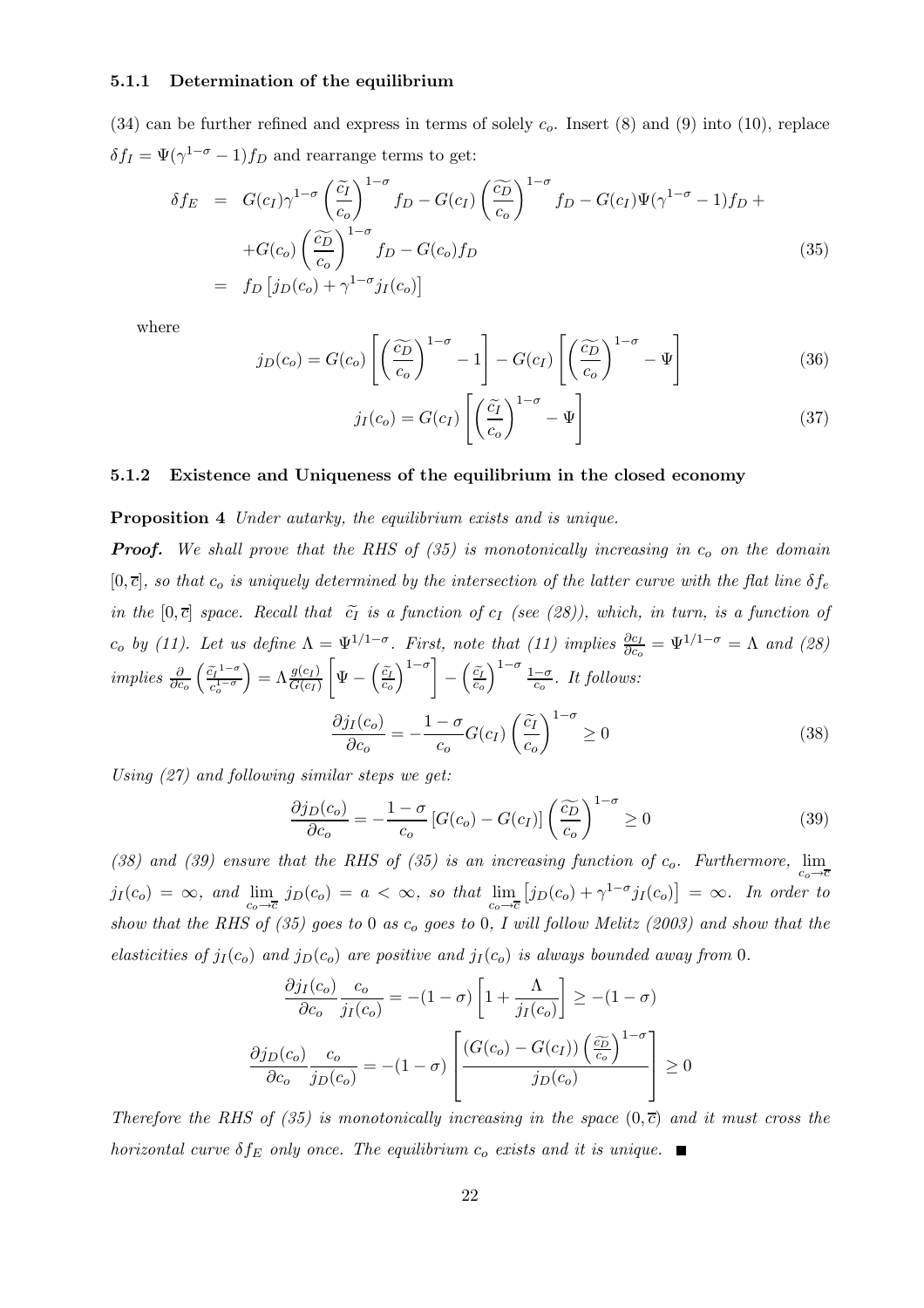#### 5.1.1 Determination of the equilibrium

(34) can be further refined and express in terms of solely $c_o$. Insert (8) and (9) into (10), replace $\delta f_I = \Psi(\gamma^{1-\sigma} - 1) f_D$ and rearrange terms to get:

$$
\begin{aligned}
\delta f_E &= G(c_I)\gamma^{1-\sigma}\left(\frac{\widetilde{c_I}}{c_o}\right)^{1-\sigma} f_D - G(c_I)\left(\frac{\widetilde{c_D}}{c_o}\right)^{1-\sigma} f_D - G(c_I)\Psi(\gamma^{1-\sigma}-1) f_D + \\
&\quad + G(c_o)\left(\frac{\widetilde{c_D}}{c_o}\right)^{1-\sigma} f_D - G(c_o) f_D \\
&= f_D\left[j_D(c_o) + \gamma^{1-\sigma} j_I(c_o)\right]
\end{aligned}
\tag{35}
$$

where

$$
j_D(c_o) = G(c_o)\left[\left(\frac{\widetilde{c_D}}{c_o}\right)^{1-\sigma} - 1\right] - G(c_I)\left[\left(\frac{\widetilde{c_D}}{c_o}\right)^{1-\sigma} - \Psi\right] \tag{36}
$$

$$
j_I(c_o) = G(c_I)\left[\left(\frac{\widetilde{c_I}}{c_o}\right)^{1-\sigma} - \Psi\right] \tag{37}
$$

#### 5.1.2 Existence and Uniqueness of the equilibrium in the closed economy

**Proposition 4** *Under autarky, the equilibrium exists and is unique.*

***Proof.*** *We shall prove that the RHS of (35) is monotonically increasing in $c_o$ on the domain $[0, \overline{c}]$, so that $c_o$ is uniquely determined by the intersection of the latter curve with the flat line $\delta f_e$ in the $[0, \overline{c}]$ space. Recall that $\widetilde{c_I}$ is a function of $c_I$ (see (28)), which, in turn, is a function of $c_o$ by (11). Let us define $\Lambda = \Psi^{1/1-\sigma}$. First, note that (11) implies $\frac{\partial c_I}{\partial c_o} = \Psi^{1/1-\sigma} = \Lambda$ and (28) implies $\frac{\partial}{\partial c_o}\left(\frac{\widetilde{c_I}^{1-\sigma}}{c_o^{1-\sigma}}\right) = \Lambda \frac{g(c_I)}{G(c_I)}\left[\Psi - \left(\frac{\widetilde{c_I}}{c_o}\right)^{1-\sigma}\right] - \left(\frac{\widetilde{c_I}}{c_o}\right)^{1-\sigma}\frac{1-\sigma}{c_o}$. It follows:*

$$
\frac{\partial j_I(c_o)}{\partial c_o} = -\frac{1-\sigma}{c_o} G(c_I)\left(\frac{\widetilde{c_I}}{c_o}\right)^{1-\sigma} \geq 0 \tag{38}
$$

*Using (27) and following similar steps we get:*

$$
\frac{\partial j_D(c_o)}{\partial c_o} = -\frac{1-\sigma}{c_o}\left[G(c_o) - G(c_I)\right]\left(\frac{\widetilde{c_D}}{c_o}\right)^{1-\sigma} \geq 0 \tag{39}
$$

*(38) and (39) ensure that the RHS of (35) is an increasing function of $c_o$. Furthermore, $\lim_{c_o \to \overline{c}} j_I(c_o) = \infty$, and $\lim_{c_o \to \overline{c}} j_D(c_o) = a < \infty$, so that $\lim_{c_o \to \overline{c}}\left[j_D(c_o) + \gamma^{1-\sigma} j_I(c_o)\right] = \infty$. In order to show that the RHS of (35) goes to 0 as $c_o$ goes to 0, I will follow Melitz (2003) and show that the elasticities of $j_I(c_o)$ and $j_D(c_o)$ are positive and $j_I(c_o)$ is always bounded away from 0.*

$$
\frac{\partial j_I(c_o)}{\partial c_o}\frac{c_o}{j_I(c_o)} = -(1-\sigma)\left[1 + \frac{\Lambda}{j_I(c_o)}\right] \geq -(1-\sigma)
$$

$$
\frac{\partial j_D(c_o)}{\partial c_o}\frac{c_o}{j_D(c_o)} = -(1-\sigma)\left[\frac{(G(c_o) - G(c_I))\left(\frac{\widetilde{c_D}}{c_o}\right)^{1-\sigma}}{j_D(c_o)}\right] \geq 0
$$

*Therefore the RHS of (35) is monotonically increasing in the space $(0, \overline{c})$ and it must cross the horizontal curve $\delta f_E$ only once. The equilibrium $c_o$ exists and it is unique.* ■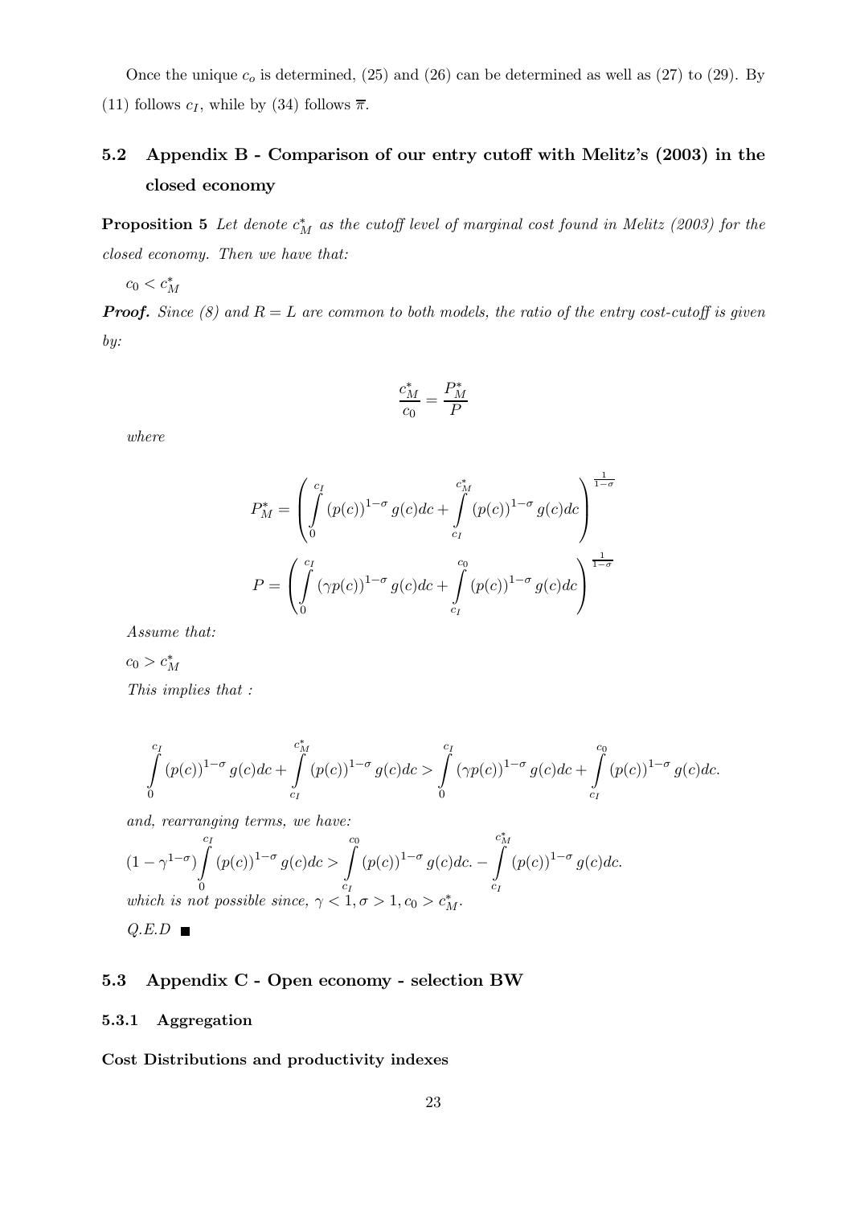Once the unique $c_o$ is determined, (25) and (26) can be determined as well as (27) to (29). By (11) follows $c_I$, while by (34) follows $\overline{\pi}$.

## 5.2 Appendix B - Comparison of our entry cutoff with Melitz's (2003) in the closed economy

**Proposition 5** *Let denote $c_M^*$ as the cutoff level of marginal cost found in Melitz (2003) for the closed economy. Then we have that:*

$c_0 < c_M^*$

***Proof.*** *Since (8) and $R = L$ are common to both models, the ratio of the entry cost-cutoff is given by:*

$$\frac{c_M^*}{c_0} = \frac{P_M^*}{P}$$

*where*

$$P_M^* = \left( \int_0^{c_I} (p(c))^{1-\sigma} g(c)dc + \int_{c_I}^{c_M^*} (p(c))^{1-\sigma} g(c)dc \right)^{\frac{1}{1-\sigma}}$$

$$P = \left( \int_0^{c_I} (\gamma p(c))^{1-\sigma} g(c)dc + \int_{c_I}^{c_0} (p(c))^{1-\sigma} g(c)dc \right)^{\frac{1}{1-\sigma}}$$

*Assume that:*

$c_0 > c_M^*$

*This implies that :*

$$\int_0^{c_I} (p(c))^{1-\sigma} g(c)dc + \int_{c_I}^{c_M^*} (p(c))^{1-\sigma} g(c)dc > \int_0^{c_I} (\gamma p(c))^{1-\sigma} g(c)dc + \int_{c_I}^{c_0} (p(c))^{1-\sigma} g(c)dc.$$

*and, rearranging terms, we have:*

$$(1-\gamma^{1-\sigma})\int_0^{c_I} (p(c))^{1-\sigma} g(c)dc > \int_{c_I}^{c_0} (p(c))^{1-\sigma} g(c)dc. - \int_{c_I}^{c_M^*} (p(c))^{1-\sigma} g(c)dc.$$

*which is not possible since, $\gamma < 1, \sigma > 1, c_0 > c_M^*$.*

*Q.E.D* ■

## 5.3 Appendix C - Open economy - selection BW

### 5.3.1 Aggregation

**Cost Distributions and productivity indexes**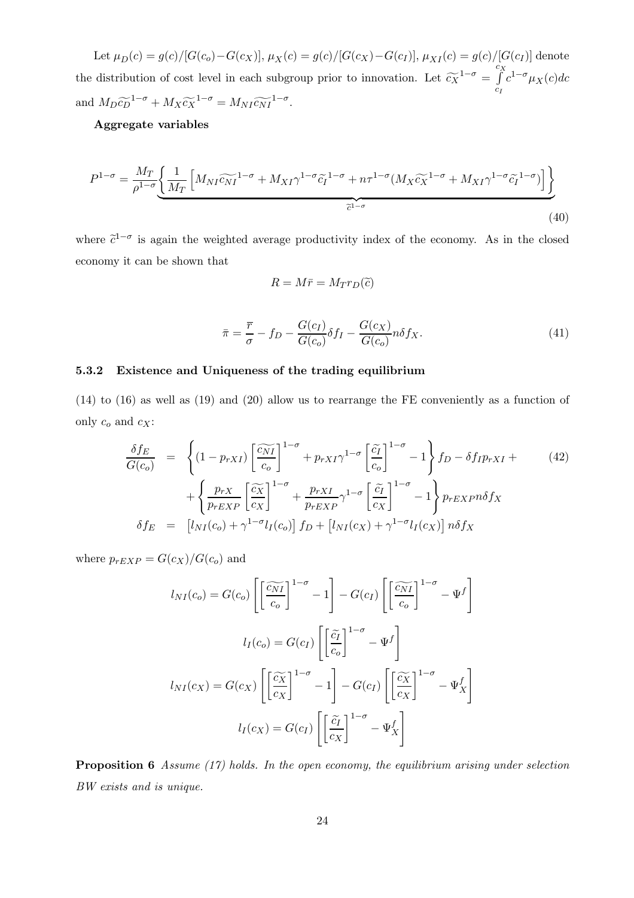Let $\mu_D(c) = g(c)/[G(c_o)-G(c_X)]$, $\mu_X(c) = g(c)/[G(c_X)-G(c_I)]$, $\mu_{XI}(c) = g(c)/[G(c_I)]$ denote the distribution of cost level in each subgroup prior to innovation. Let $\widetilde{c_X}^{1-\sigma} = \int_{c_I}^{c_X} c^{1-\sigma}\mu_X(c)dc$ and $M_D\widetilde{c_D}^{1-\sigma} + M_X\widetilde{c_X}^{1-\sigma} = M_{NI}\widetilde{c_{NI}}^{1-\sigma}$.

**Aggregate variables**

$$P^{1-\sigma} = \frac{M_T}{\rho^{1-\sigma}} \underbrace{\left\{ \frac{1}{M_T}\left[ M_{NI}\widetilde{c_{NI}}^{1-\sigma} + M_{XI}\gamma^{1-\sigma}\widetilde{c_I}^{1-\sigma} + n\tau^{1-\sigma}(M_X\widetilde{c_X}^{1-\sigma} + M_{XI}\gamma^{1-\sigma}\widetilde{c_I}^{1-\sigma})\right]\right\}}_{\widetilde{c}^{1-\sigma}} \tag{40}$$

where $\widetilde{c}^{1-\sigma}$ is again the weighted average productivity index of the economy. As in the closed economy it can be shown that

$$R = M\bar{r} = M_T r_D(\widetilde{c})$$

$$\bar{\pi} = \frac{\overline{r}}{\sigma} - f_D - \frac{G(c_I)}{G(c_o)}\delta f_I - \frac{G(c_X)}{G(c_o)}n\delta f_X. \tag{41}$$

### 5.3.2 Existence and Uniqueness of the trading equilibrium

(14) to (16) as well as (19) and (20) allow us to rearrange the FE conveniently as a function of only $c_o$ and $c_X$:

$$\begin{aligned} \frac{\delta f_E}{G(c_o)} &= \left\{(1-p_{rXI})\left[\frac{\widetilde{c_{NI}}}{c_o}\right]^{1-\sigma} + p_{rXI}\gamma^{1-\sigma}\left[\frac{\widetilde{c_I}}{c_o}\right]^{1-\sigma} - 1\right\} f_D - \delta f_I p_{rXI} + \\ &\quad + \left\{\frac{p_{rX}}{p_{rEXP}}\left[\frac{\widetilde{c_X}}{c_X}\right]^{1-\sigma} + \frac{p_{rXI}}{p_{rEXP}}\gamma^{1-\sigma}\left[\frac{\widetilde{c_I}}{c_X}\right]^{1-\sigma} - 1\right\} p_{rEXP} n\delta f_X \\ \delta f_E &= \left[l_{NI}(c_o) + \gamma^{1-\sigma} l_I(c_o)\right] f_D + \left[l_{NI}(c_X) + \gamma^{1-\sigma} l_I(c_X)\right] n\delta f_X \end{aligned} \tag{42}$$

where $p_{rEXP} = G(c_X)/G(c_o)$ and

$$l_{NI}(c_o) = G(c_o)\left[\left[\frac{\widetilde{c_{NI}}}{c_o}\right]^{1-\sigma} - 1\right] - G(c_I)\left[\left[\frac{\widetilde{c_{NI}}}{c_o}\right]^{1-\sigma} - \Psi^f\right]$$

$$l_I(c_o) = G(c_I)\left[\left[\frac{\widetilde{c_I}}{c_o}\right]^{1-\sigma} - \Psi^f\right]$$

$$l_{NI}(c_X) = G(c_X)\left[\left[\frac{\widetilde{c_X}}{c_X}\right]^{1-\sigma} - 1\right] - G(c_I)\left[\left[\frac{\widetilde{c_X}}{c_X}\right]^{1-\sigma} - \Psi_X^f\right]$$

$$l_I(c_X) = G(c_I)\left[\left[\frac{\widetilde{c_I}}{c_X}\right]^{1-\sigma} - \Psi_X^f\right]$$

**Proposition 6** *Assume (17) holds. In the open economy, the equilibrium arising under selection BW exists and is unique.*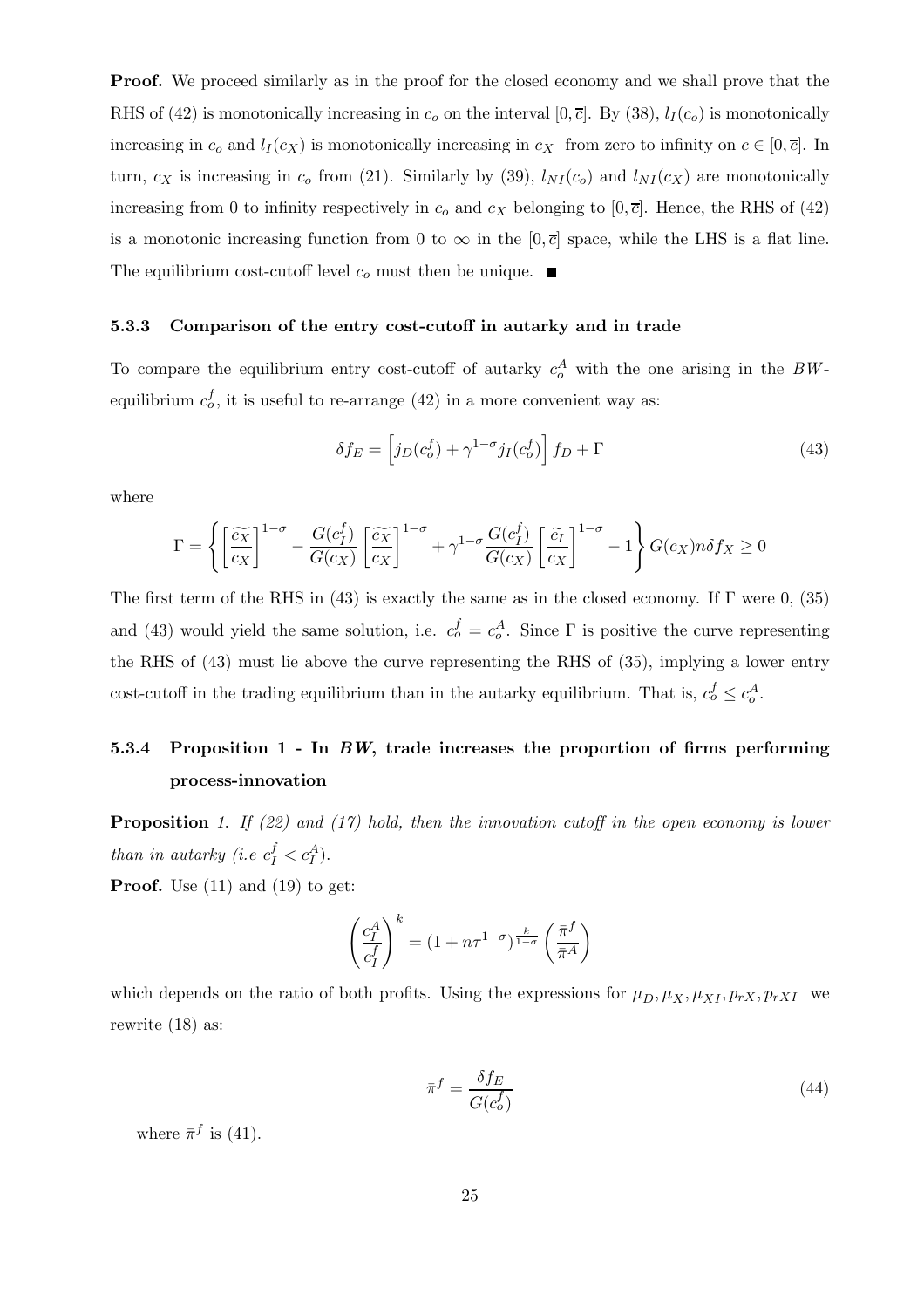**Proof.** We proceed similarly as in the proof for the closed economy and we shall prove that the RHS of (42) is monotonically increasing in $c_o$ on the interval $[0, \bar{c}]$. By (38), $l_I(c_o)$ is monotonically increasing in $c_o$ and $l_I(c_X)$ is monotonically increasing in $c_X$ from zero to infinity on $c \in [0, \bar{c}]$. In turn, $c_X$ is increasing in $c_o$ from (21). Similarly by (39), $l_{NI}(c_o)$ and $l_{NI}(c_X)$ are monotonically increasing from 0 to infinity respectively in $c_o$ and $c_X$ belonging to $[0, \bar{c}]$. Hence, the RHS of (42) is a monotonic increasing function from 0 to $\infty$ in the $[0, \bar{c}]$ space, while the LHS is a flat line. The equilibrium cost-cutoff level $c_o$ must then be unique. ■

#### 5.3.3 Comparison of the entry cost-cutoff in autarky and in trade

To compare the equilibrium entry cost-cutoff of autarky $c_o^A$ with the one arising in the $BW$-equilibrium $c_o^f$, it is useful to re-arrange (42) in a more convenient way as:

$$\delta f_E = \left[ j_D(c_o^f) + \gamma^{1-\sigma} j_I(c_o^f) \right] f_D + \Gamma \tag{43}$$

where

$$\Gamma = \left\{ \left[ \frac{\widetilde{c_X}}{c_X} \right]^{1-\sigma} - \frac{G(c_I^f)}{G(c_X)} \left[ \frac{\widetilde{c_X}}{c_X} \right]^{1-\sigma} + \gamma^{1-\sigma} \frac{G(c_I^f)}{G(c_X)} \left[ \frac{\widetilde{c}_I}{c_X} \right]^{1-\sigma} - 1 \right\} G(c_X) n \delta f_X \geq 0$$

The first term of the RHS in (43) is exactly the same as in the closed economy. If $\Gamma$ were 0, (35) and (43) would yield the same solution, i.e. $c_o^f = c_o^A$. Since $\Gamma$ is positive the curve representing the RHS of (43) must lie above the curve representing the RHS of (35), implying a lower entry cost-cutoff in the trading equilibrium than in the autarky equilibrium. That is, $c_o^f \leq c_o^A$.

#### 5.3.4 Proposition 1 - In *BW*, trade increases the proportion of firms performing process-innovation

**Proposition** *1. If (22) and (17) hold, then the innovation cutoff in the open economy is lower than in autarky (i.e $c_I^f < c_I^A$).*

**Proof.** Use (11) and (19) to get:

$$\left( \frac{c_I^A}{c_I^f} \right)^k = (1 + n\tau^{1-\sigma})^{\frac{k}{1-\sigma}} \left( \frac{\bar{\pi}^f}{\bar{\pi}^A} \right)$$

which depends on the ratio of both profits. Using the expressions for $\mu_D, \mu_X, \mu_{XI}, p_{rX}, p_{rXI}$ we rewrite (18) as:

$$\bar{\pi}^f = \frac{\delta f_E}{G(c_o^f)} \tag{44}$$

where $\bar{\pi}^f$ is (41).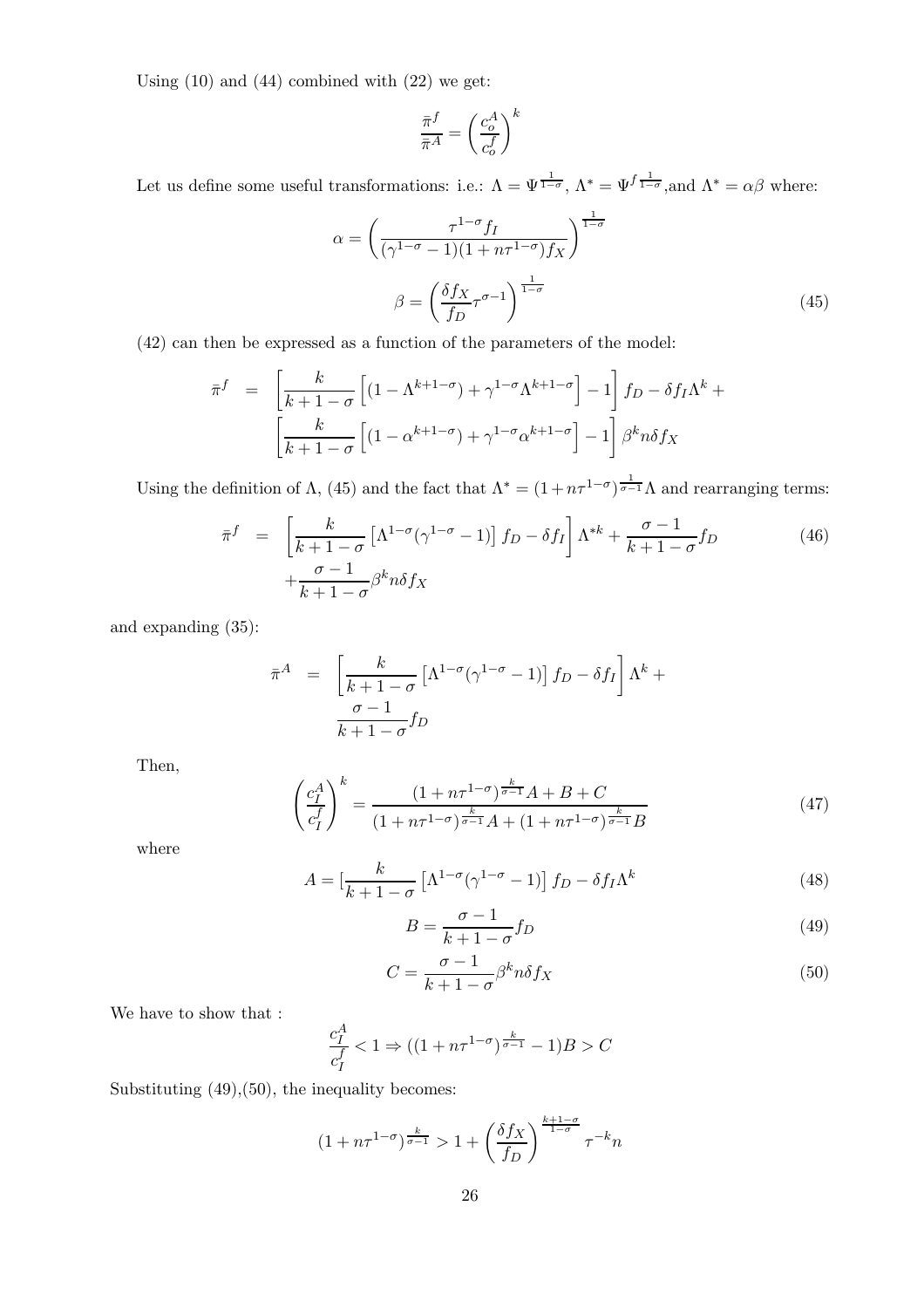Using (10) and (44) combined with (22) we get:

$$\frac{\bar{\pi}^f}{\bar{\pi}^A} = \left(\frac{c_o^A}{c_o^f}\right)^k$$

Let us define some useful transformations: i.e.: $\Lambda = \Psi^{\frac{1}{1-\sigma}}$, $\Lambda^* = \Psi^{f\frac{1}{1-\sigma}}$,and $\Lambda^* = \alpha\beta$ where:

$$\alpha = \left(\frac{\tau^{1-\sigma} f_I}{(\gamma^{1-\sigma} - 1)(1 + n\tau^{1-\sigma}) f_X}\right)^{\frac{1}{1-\sigma}}$$

$$\beta = \left(\frac{\delta f_X}{f_D}\tau^{\sigma-1}\right)^{\frac{1}{1-\sigma}} \tag{45}$$

(42) can then be expressed as a function of the parameters of the model:

$$\begin{aligned}
\bar{\pi}^f &= \left[\frac{k}{k+1-\sigma}\left[(1-\Lambda^{k+1-\sigma}) + \gamma^{1-\sigma}\Lambda^{k+1-\sigma}\right] - 1\right] f_D - \delta f_I \Lambda^k + \\
&\quad \left[\frac{k}{k+1-\sigma}\left[(1-\alpha^{k+1-\sigma}) + \gamma^{1-\sigma}\alpha^{k+1-\sigma}\right] - 1\right] \beta^k n \delta f_X
\end{aligned}$$

Using the definition of $\Lambda$, (45) and the fact that $\Lambda^* = (1+n\tau^{1-\sigma})^{\frac{1}{\sigma-1}}\Lambda$ and rearranging terms:

$$\begin{aligned}
\bar{\pi}^f &= \left[\frac{k}{k+1-\sigma}\left[\Lambda^{1-\sigma}(\gamma^{1-\sigma} - 1)\right] f_D - \delta f_I\right] \Lambda^{*k} + \frac{\sigma-1}{k+1-\sigma} f_D \\
&\quad + \frac{\sigma-1}{k+1-\sigma}\beta^k n \delta f_X
\end{aligned} \tag{46}$$

and expanding (35):

$$\begin{aligned}
\bar{\pi}^A &= \left[\frac{k}{k+1-\sigma}\left[\Lambda^{1-\sigma}(\gamma^{1-\sigma} - 1)\right] f_D - \delta f_I\right] \Lambda^k + \\
&\quad \frac{\sigma-1}{k+1-\sigma} f_D
\end{aligned}$$

Then,

$$\left(\frac{c_I^A}{c_I^f}\right)^k = \frac{(1+n\tau^{1-\sigma})^{\frac{k}{\sigma-1}} A + B + C}{(1+n\tau^{1-\sigma})^{\frac{k}{\sigma-1}} A + (1+n\tau^{1-\sigma})^{\frac{k}{\sigma-1}} B} \tag{47}$$

where

$$A = [\frac{k}{k+1-\sigma}\left[\Lambda^{1-\sigma}(\gamma^{1-\sigma} - 1)\right] f_D - \delta f_I \Lambda^k \tag{48}$$

$$B = \frac{\sigma-1}{k+1-\sigma} f_D \tag{49}$$

$$C = \frac{\sigma-1}{k+1-\sigma}\beta^k n \delta f_X \tag{50}$$

We have to show that :

$$\frac{c_I^A}{c_I^f} < 1 \Rightarrow ((1+n\tau^{1-\sigma})^{\frac{k}{\sigma-1}} - 1)B > C$$

Substituting (49),(50), the inequality becomes:

$$(1+n\tau^{1-\sigma})^{\frac{k}{\sigma-1}} > 1 + \left(\frac{\delta f_X}{f_D}\right)^{\frac{k+1-\sigma}{1-\sigma}} \tau^{-k} n$$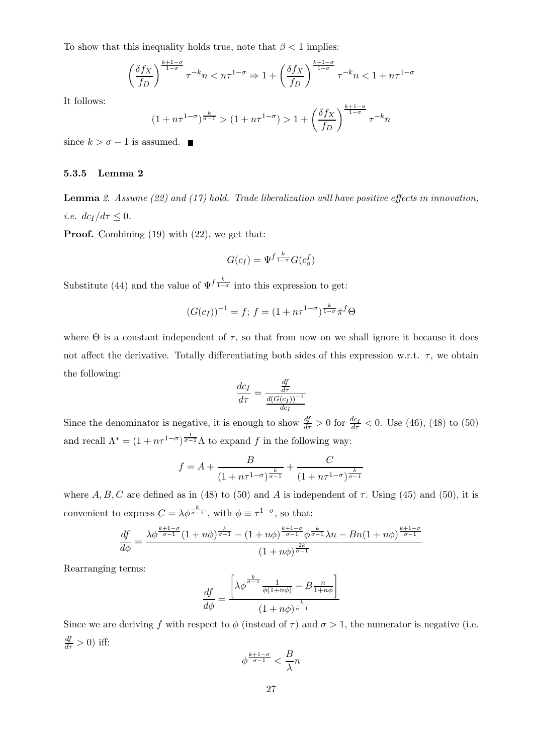To show that this inequality holds true, note that $\beta < 1$ implies:

$$\left(\frac{\delta f_X}{f_D}\right)^{\frac{k+1-\sigma}{1-\sigma}} \tau^{-k} n < n\tau^{1-\sigma} \Rightarrow 1 + \left(\frac{\delta f_X}{f_D}\right)^{\frac{k+1-\sigma}{1-\sigma}} \tau^{-k} n < 1 + n\tau^{1-\sigma}$$

It follows:

$$(1 + n\tau^{1-\sigma})^{\frac{k}{\sigma-1}} > (1 + n\tau^{1-\sigma}) > 1 + \left(\frac{\delta f_X}{f_D}\right)^{\frac{k+1-\sigma}{1-\sigma}} \tau^{-k} n$$

since $k > \sigma - 1$ is assumed. ■

### 5.3.5 Lemma 2

**Lemma** *2. Assume (22) and (17) hold. Trade liberalization will have positive effects in innovation, i.e. $dc_I/d\tau \leq 0$.*

**Proof.** Combining (19) with (22), we get that:

$$G(c_I) = \Psi^{f\,\frac{k}{1-\sigma}} G(c_o^f)$$

Substitute (44) and the value of $\Psi^{f\,\frac{k}{1-\sigma}}$ into this expression to get:

$$(G(c_I))^{-1} = f;\; f = (1 + n\tau^{1-\sigma})^{\frac{k}{1-\sigma}} \bar{\pi}^f \Theta$$

where $\Theta$ is a constant independent of $\tau$, so that from now on we shall ignore it because it does not affect the derivative. Totally differentiating both sides of this expression w.r.t. $\tau$, we obtain the following:

$$\frac{dc_I}{d\tau} = \frac{\frac{df}{d\tau}}{\frac{d(G(c_I))^{-1}}{dc_I}}$$

Since the denominator is negative, it is enough to show $\frac{df}{d\tau} > 0$ for $\frac{dc_I}{d\tau} < 0$. Use (46), (48) to (50) and recall $\Lambda^* = (1 + n\tau^{1-\sigma})^{\frac{1}{\sigma-1}} \Lambda$ to expand $f$ in the following way:

$$f = A + \frac{B}{(1 + n\tau^{1-\sigma})^{\frac{k}{\sigma-1}}} + \frac{C}{(1 + n\tau^{1-\sigma})^{\frac{k}{\sigma-1}}}$$

where $A, B, C$ are defined as in (48) to (50) and $A$ is independent of $\tau$. Using (45) and (50), it is convenient to express $C = \lambda \phi^{\frac{k}{\sigma-1}}$, with $\phi \equiv \tau^{1-\sigma}$, so that:

$$\frac{df}{d\phi} = \frac{\lambda \phi^{\frac{k+1-\sigma}{\sigma-1}} (1 + n\phi)^{\frac{k}{\sigma-1}} - (1 + n\phi)^{\frac{k+1-\sigma}{\sigma-1}} \phi^{\frac{k}{\sigma-1}} \lambda n - Bn(1 + n\phi)^{\frac{k+1-\sigma}{\sigma-1}}}{(1 + n\phi)^{\frac{2k}{\sigma-1}}}$$

Rearranging terms:

$$\frac{df}{d\phi} = \frac{\left[\lambda \phi^{\frac{k}{\sigma-1}} \frac{1}{\phi(1+n\phi)} - B\frac{n}{1+n\phi}\right]}{(1 + n\phi)^{\frac{k}{\sigma-1}}}$$

Since we are deriving $f$ with respect to $\phi$ (instead of $\tau$) and $\sigma > 1$, the numerator is negative (i.e. $\frac{df}{d\tau} > 0$) iff:

$$\phi^{\frac{k+1-\sigma}{\sigma-1}} < \frac{B}{\lambda} n$$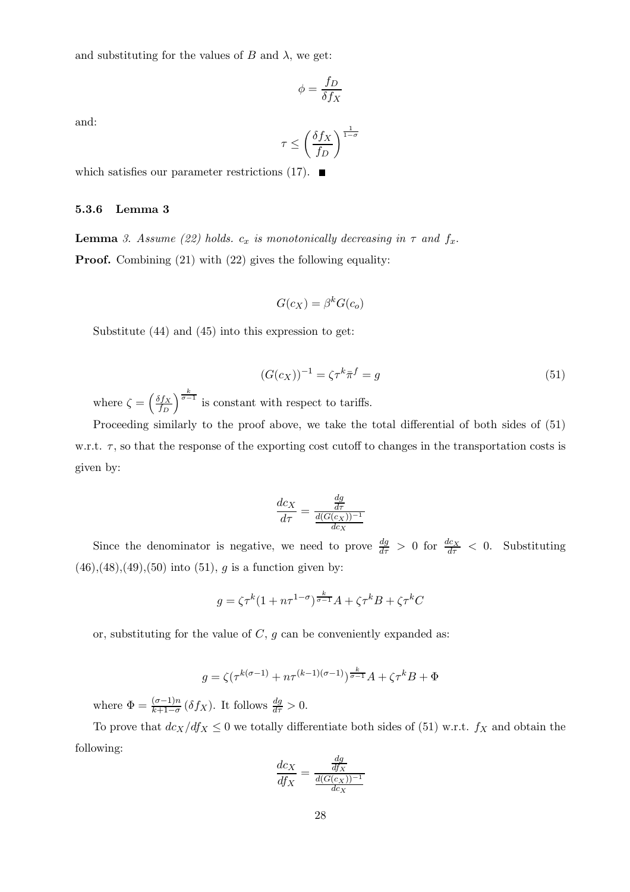and substituting for the values of $B$ and $\lambda$, we get:

$$\phi = \frac{f_D}{\delta f_X}$$

and:

$$\tau \leq \left(\frac{\delta f_X}{f_D}\right)^{\frac{1}{1-\sigma}}$$

which satisfies our parameter restrictions (17). ■

### 5.3.6 Lemma 3

**Lemma** *3. Assume (22) holds. $c_x$ is monotonically decreasing in $\tau$ and $f_x$.*

**Proof.** Combining (21) with (22) gives the following equality:

$$G(c_X) = \beta^k G(c_o)$$

Substitute (44) and (45) into this expression to get:

$$(G(c_X))^{-1} = \zeta \tau^k \bar{\pi}^f = g \tag{51}$$

where $\zeta = \left(\frac{\delta f_X}{f_D}\right)^{\frac{k}{\sigma-1}}$ is constant with respect to tariffs.

Proceeding similarly to the proof above, we take the total differential of both sides of (51) w.r.t. $\tau$, so that the response of the exporting cost cutoff to changes in the transportation costs is given by:

$$\frac{dc_X}{d\tau} = \frac{\frac{dg}{d\tau}}{\frac{d(G(c_X))^{-1}}{dc_X}}$$

Since the denominator is negative, we need to prove $\frac{dg}{d\tau} > 0$ for $\frac{dc_X}{d\tau} < 0$. Substituting (46),(48),(49),(50) into (51), $g$ is a function given by:

$$g = \zeta \tau^k (1 + n\tau^{1-\sigma})^{\frac{k}{\sigma-1}} A + \zeta \tau^k B + \zeta \tau^k C$$

or, substituting for the value of $C$, $g$ can be conveniently expanded as:

$$g = \zeta (\tau^{k(\sigma-1)} + n\tau^{(k-1)(\sigma-1)})^{\frac{k}{\sigma-1}} A + \zeta \tau^k B + \Phi$$

where $\Phi = \frac{(\sigma-1)n}{k+1-\sigma} (\delta f_X)$. It follows $\frac{dg}{d\tau} > 0$.

To prove that $dc_X/df_X \leq 0$ we totally differentiate both sides of (51) w.r.t. $f_X$ and obtain the following:

$$\frac{dc_X}{df_X} = \frac{\frac{dg}{df_X}}{\frac{d(G(c_X))^{-1}}{dc_X}}$$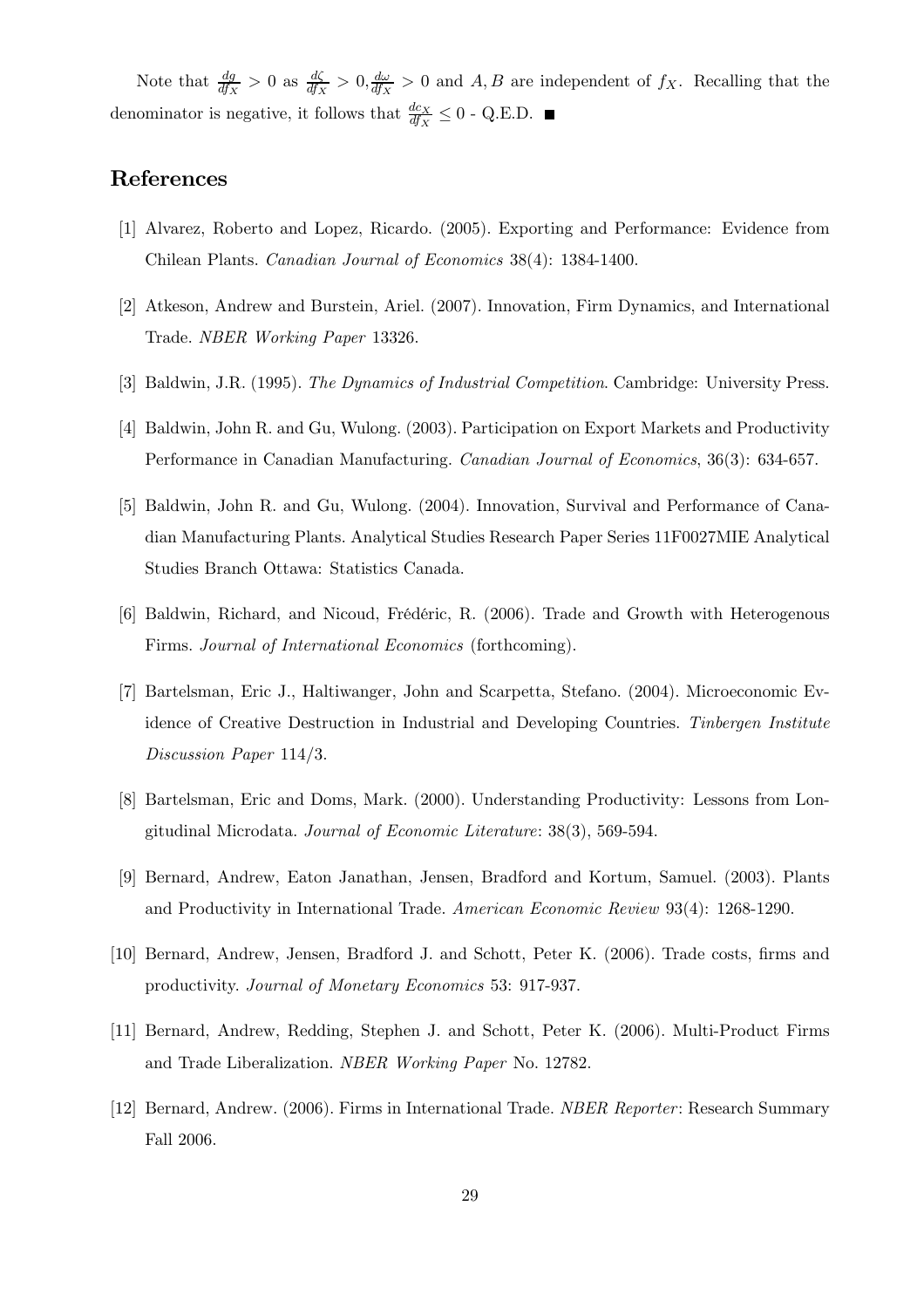Note that $\frac{dg}{df_X} > 0$ as $\frac{d\zeta}{df_X} > 0, \frac{d\omega}{df_X} > 0$ and $A, B$ are independent of $f_X$. Recalling that the denominator is negative, it follows that $\frac{dc_X}{df_X} \leq 0$ - Q.E.D. ■

## References

[1] Alvarez, Roberto and Lopez, Ricardo. (2005). Exporting and Performance: Evidence from Chilean Plants. *Canadian Journal of Economics* 38(4): 1384-1400.

[2] Atkeson, Andrew and Burstein, Ariel. (2007). Innovation, Firm Dynamics, and International Trade. *NBER Working Paper* 13326.

[3] Baldwin, J.R. (1995). *The Dynamics of Industrial Competition*. Cambridge: University Press.

[4] Baldwin, John R. and Gu, Wulong. (2003). Participation on Export Markets and Productivity Performance in Canadian Manufacturing. *Canadian Journal of Economics*, 36(3): 634-657.

[5] Baldwin, John R. and Gu, Wulong. (2004). Innovation, Survival and Performance of Canadian Manufacturing Plants. Analytical Studies Research Paper Series 11F0027MIE Analytical Studies Branch Ottawa: Statistics Canada.

[6] Baldwin, Richard, and Nicoud, Frédéric, R. (2006). Trade and Growth with Heterogenous Firms. *Journal of International Economics* (forthcoming).

[7] Bartelsman, Eric J., Haltiwanger, John and Scarpetta, Stefano. (2004). Microeconomic Evidence of Creative Destruction in Industrial and Developing Countries. *Tinbergen Institute Discussion Paper* 114/3.

[8] Bartelsman, Eric and Doms, Mark. (2000). Understanding Productivity: Lessons from Longitudinal Microdata. *Journal of Economic Literature*: 38(3), 569-594.

[9] Bernard, Andrew, Eaton Janathan, Jensen, Bradford and Kortum, Samuel. (2003). Plants and Productivity in International Trade. *American Economic Review* 93(4): 1268-1290.

[10] Bernard, Andrew, Jensen, Bradford J. and Schott, Peter K. (2006). Trade costs, firms and productivity. *Journal of Monetary Economics* 53: 917-937.

[11] Bernard, Andrew, Redding, Stephen J. and Schott, Peter K. (2006). Multi-Product Firms and Trade Liberalization. *NBER Working Paper* No. 12782.

[12] Bernard, Andrew. (2006). Firms in International Trade. *NBER Reporter*: Research Summary Fall 2006.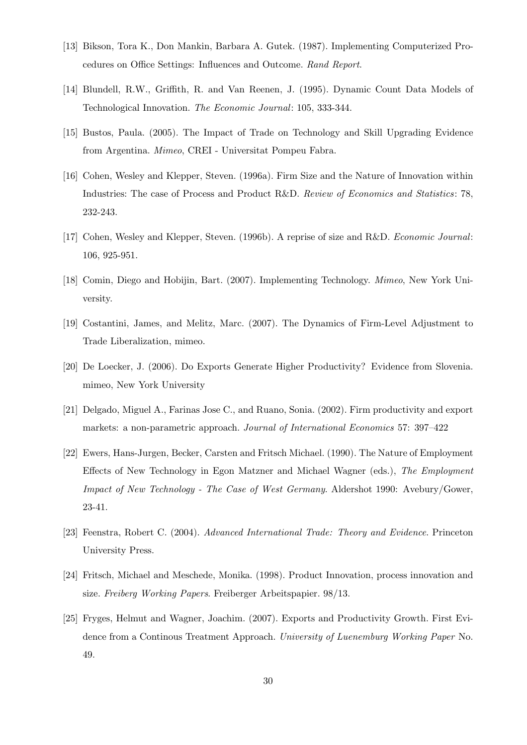[13] Bikson, Tora K., Don Mankin, Barbara A. Gutek. (1987). Implementing Computerized Procedures on Office Settings: Influences and Outcome. *Rand Report*.

[14] Blundell, R.W., Griffith, R. and Van Reenen, J. (1995). Dynamic Count Data Models of Technological Innovation. *The Economic Journal*: 105, 333-344.

[15] Bustos, Paula. (2005). The Impact of Trade on Technology and Skill Upgrading Evidence from Argentina. *Mimeo*, CREI - Universitat Pompeu Fabra.

[16] Cohen, Wesley and Klepper, Steven. (1996a). Firm Size and the Nature of Innovation within Industries: The case of Process and Product R&D. *Review of Economics and Statistics*: 78, 232-243.

[17] Cohen, Wesley and Klepper, Steven. (1996b). A reprise of size and R&D. *Economic Journal*: 106, 925-951.

[18] Comin, Diego and Hobijin, Bart. (2007). Implementing Technology. *Mimeo*, New York University.

[19] Costantini, James, and Melitz, Marc. (2007). The Dynamics of Firm-Level Adjustment to Trade Liberalization, mimeo.

[20] De Loecker, J. (2006). Do Exports Generate Higher Productivity? Evidence from Slovenia. mimeo, New York University

[21] Delgado, Miguel A., Farinas Jose C., and Ruano, Sonia. (2002). Firm productivity and export markets: a non-parametric approach. *Journal of International Economics* 57: 397–422

[22] Ewers, Hans-Jurgen, Becker, Carsten and Fritsch Michael. (1990). The Nature of Employment Effects of New Technology in Egon Matzner and Michael Wagner (eds.), *The Employment Impact of New Technology - The Case of West Germany*. Aldershot 1990: Avebury/Gower, 23-41.

[23] Feenstra, Robert C. (2004). *Advanced International Trade: Theory and Evidence*. Princeton University Press.

[24] Fritsch, Michael and Meschede, Monika. (1998). Product Innovation, process innovation and size. *Freiberg Working Papers*. Freiberger Arbeitspapier. 98/13.

[25] Fryges, Helmut and Wagner, Joachim. (2007). Exports and Productivity Growth. First Evidence from a Continous Treatment Approach. *University of Luenemburg Working Paper* No. 49.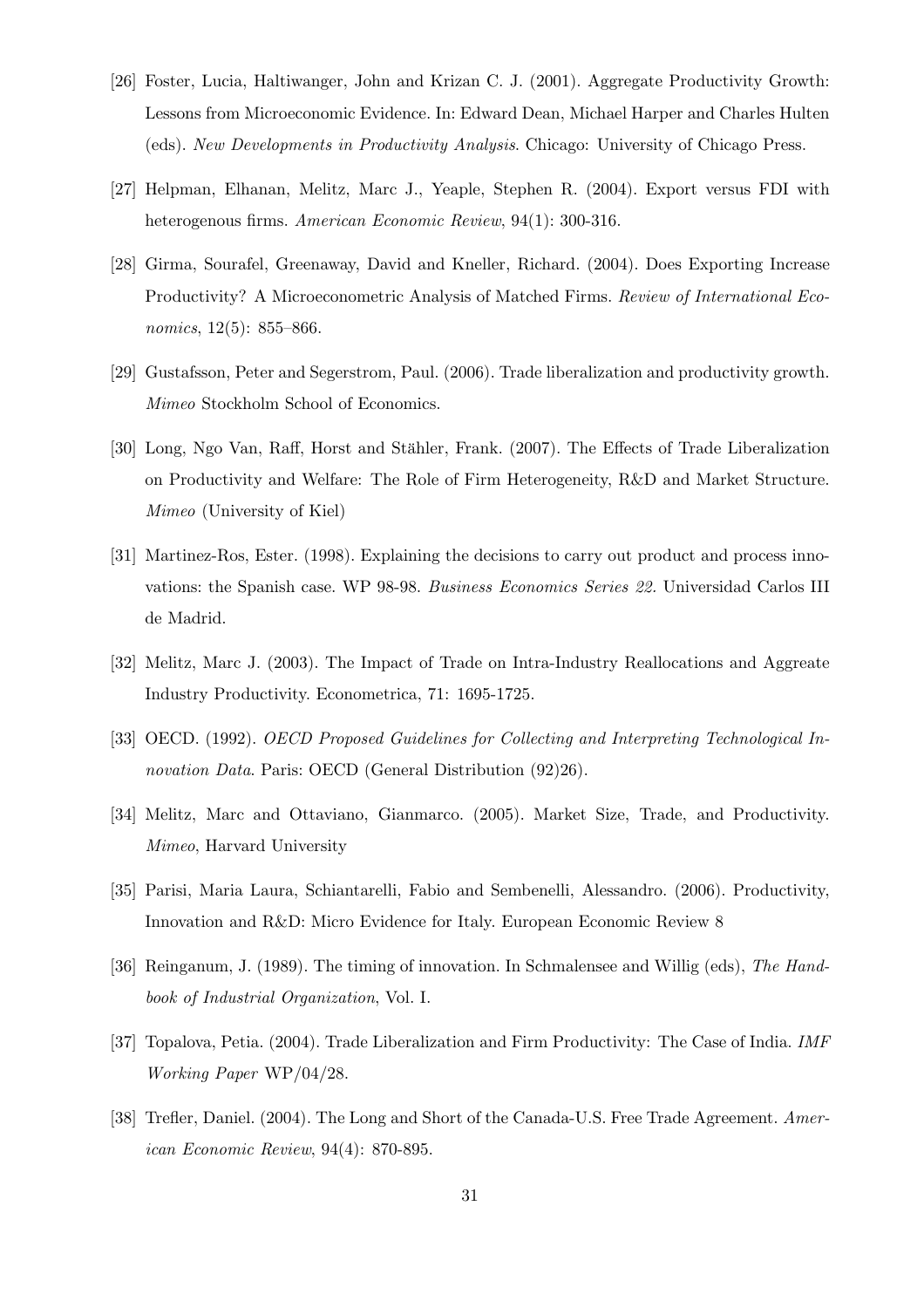[26] Foster, Lucia, Haltiwanger, John and Krizan C. J. (2001). Aggregate Productivity Growth: Lessons from Microeconomic Evidence. In: Edward Dean, Michael Harper and Charles Hulten (eds). *New Developments in Productivity Analysis*. Chicago: University of Chicago Press.

[27] Helpman, Elhanan, Melitz, Marc J., Yeaple, Stephen R. (2004). Export versus FDI with heterogenous firms. *American Economic Review*, 94(1): 300-316.

[28] Girma, Sourafel, Greenaway, David and Kneller, Richard. (2004). Does Exporting Increase Productivity? A Microeconometric Analysis of Matched Firms. *Review of International Economics*, 12(5): 855–866.

[29] Gustafsson, Peter and Segerstrom, Paul. (2006). Trade liberalization and productivity growth. *Mimeo* Stockholm School of Economics.

[30] Long, Ngo Van, Raff, Horst and Stähler, Frank. (2007). The Effects of Trade Liberalization on Productivity and Welfare: The Role of Firm Heterogeneity, R&D and Market Structure. *Mimeo* (University of Kiel)

[31] Martinez-Ros, Ester. (1998). Explaining the decisions to carry out product and process innovations: the Spanish case. WP 98-98. *Business Economics Series 22*. Universidad Carlos III de Madrid.

[32] Melitz, Marc J. (2003). The Impact of Trade on Intra-Industry Reallocations and Aggreate Industry Productivity. Econometrica, 71: 1695-1725.

[33] OECD. (1992). *OECD Proposed Guidelines for Collecting and Interpreting Technological Innovation Data*. Paris: OECD (General Distribution (92)26).

[34] Melitz, Marc and Ottaviano, Gianmarco. (2005). Market Size, Trade, and Productivity. *Mimeo*, Harvard University

[35] Parisi, Maria Laura, Schiantarelli, Fabio and Sembenelli, Alessandro. (2006). Productivity, Innovation and R&D: Micro Evidence for Italy. European Economic Review 8

[36] Reinganum, J. (1989). The timing of innovation. In Schmalensee and Willig (eds), *The Handbook of Industrial Organization*, Vol. I.

[37] Topalova, Petia. (2004). Trade Liberalization and Firm Productivity: The Case of India. *IMF Working Paper* WP/04/28.

[38] Trefler, Daniel. (2004). The Long and Short of the Canada-U.S. Free Trade Agreement. *American Economic Review*, 94(4): 870-895.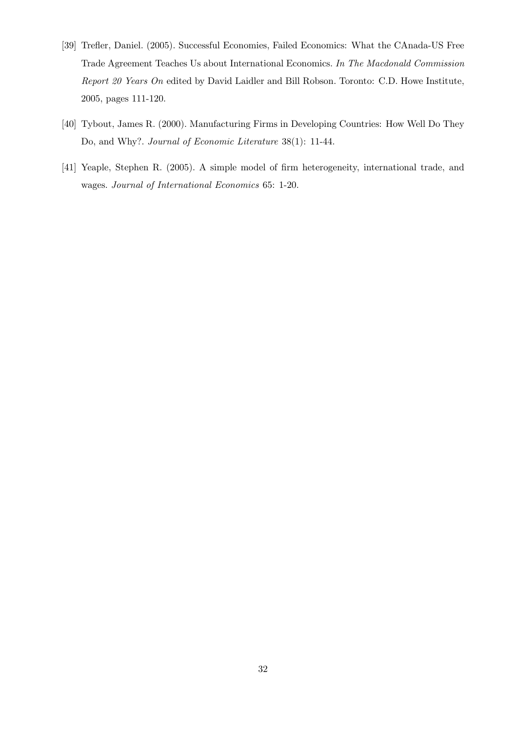[39] Trefler, Daniel. (2005). Successful Economies, Failed Economics: What the CAnada-US Free Trade Agreement Teaches Us about International Economics. *In The Macdonald Commission Report 20 Years On* edited by David Laidler and Bill Robson. Toronto: C.D. Howe Institute, 2005, pages 111-120.

[40] Tybout, James R. (2000). Manufacturing Firms in Developing Countries: How Well Do They Do, and Why?. *Journal of Economic Literature* 38(1): 11-44.

[41] Yeaple, Stephen R. (2005). A simple model of firm heterogeneity, international trade, and wages. *Journal of International Economics* 65: 1-20.